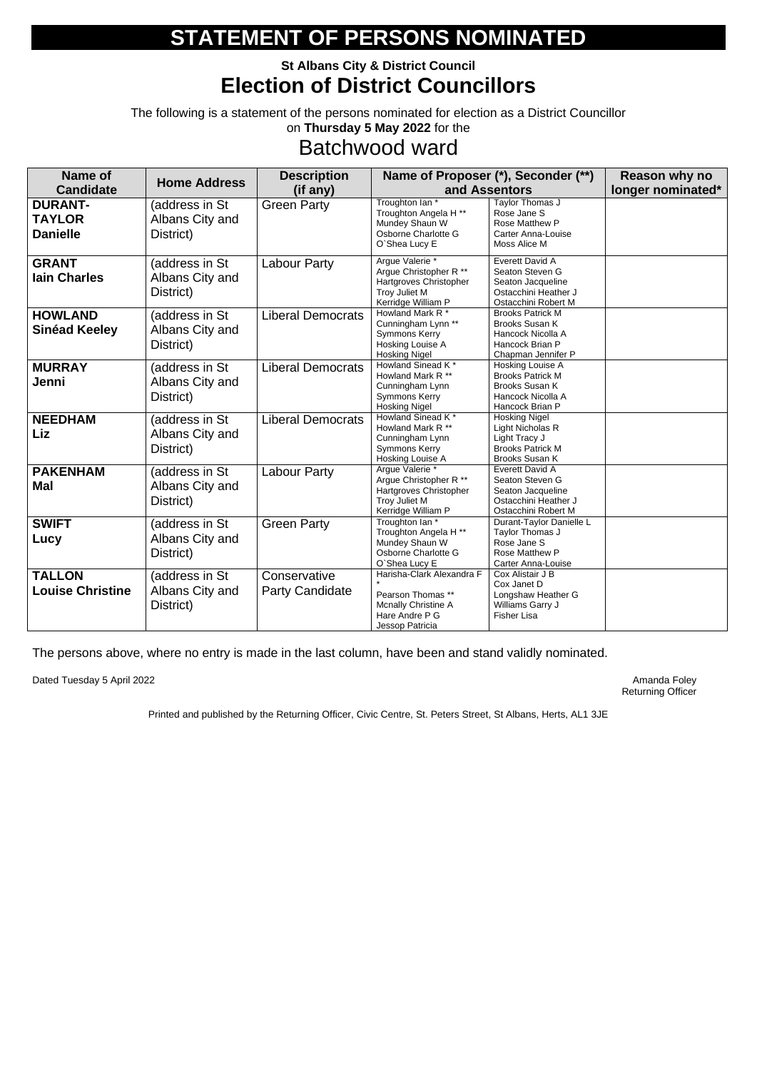# STATEMENT OF PERSONS NOMINATED

**St Albans City & District Council**

## Election of District Councillors

The following is a statement of the persons nominated for election as a District Councillor on **Thursday 5 May 2022** for the

## Batchwood ward

| Name of Candidate | Home Address | Description (if any) | Name of Proposer (*), Seconder (**) and Assentors | | Reason why no longer nominated* |
|---|---|---|---|---|---|
| **DURANT-TAYLOR Danielle** | (address in St Albans City and District) | Green Party | Troughton Ian *<br>Troughton Angela H **<br>Mundey Shaun W<br>Osborne Charlotte G<br>O`Shea Lucy E | Taylor Thomas J<br>Rose Jane S<br>Rose Matthew P<br>Carter Anna-Louise<br>Moss Alice M | |
| **GRANT Iain Charles** | (address in St Albans City and District) | Labour Party | Argue Valerie *<br>Argue Christopher R **<br>Hartgroves Christopher<br>Troy Juliet M<br>Kerridge William P | Everett David A<br>Seaton Steven G<br>Seaton Jacqueline<br>Ostacchini Heather J<br>Ostacchini Robert M | |
| **HOWLAND Sinéad Keeley** | (address in St Albans City and District) | Liberal Democrats | Howland Mark R *<br>Cunningham Lynn **<br>Symmons Kerry<br>Hosking Louise A<br>Hosking Nigel | Brooks Patrick M<br>Brooks Susan K<br>Hancock Nicolla A<br>Hancock Brian P<br>Chapman Jennifer P | |
| **MURRAY Jenni** | (address in St Albans City and District) | Liberal Democrats | Howland Sinead K *<br>Howland Mark R **<br>Cunningham Lynn<br>Symmons Kerry<br>Hosking Nigel | Hosking Louise A<br>Brooks Patrick M<br>Brooks Susan K<br>Hancock Nicolla A<br>Hancock Brian P | |
| **NEEDHAM Liz** | (address in St Albans City and District) | Liberal Democrats | Howland Sinead K *<br>Howland Mark R **<br>Cunningham Lynn<br>Symmons Kerry<br>Hosking Louise A | Hosking Nigel<br>Light Nicholas R<br>Light Tracy J<br>Brooks Patrick M<br>Brooks Susan K | |
| **PAKENHAM Mal** | (address in St Albans City and District) | Labour Party | Argue Valerie *<br>Argue Christopher R **<br>Hartgroves Christopher<br>Troy Juliet M<br>Kerridge William P | Everett David A<br>Seaton Steven G<br>Seaton Jacqueline<br>Ostacchini Heather J<br>Ostacchini Robert M | |
| **SWIFT Lucy** | (address in St Albans City and District) | Green Party | Troughton Ian *<br>Troughton Angela H **<br>Mundey Shaun W<br>Osborne Charlotte G<br>O`Shea Lucy E | Durant-Taylor Danielle L<br>Taylor Thomas J<br>Rose Jane S<br>Rose Matthew P<br>Carter Anna-Louise | |
| **TALLON Louise Christine** | (address in St Albans City and District) | Conservative Party Candidate | Harisha-Clark Alexandra F *<br>Pearson Thomas **<br>Mcnally Christine A<br>Hare Andre P G<br>Jessop Patricia | Cox Alistair J B<br>Cox Janet D<br>Longshaw Heather G<br>Williams Garry J<br>Fisher Lisa | |

The persons above, where no entry is made in the last column, have been and stand validly nominated.

Dated Tuesday 5 April 2022

Amanda Foley
Returning Officer

Printed and published by the Returning Officer, Civic Centre, St. Peters Street, St Albans, Herts, AL1 3JE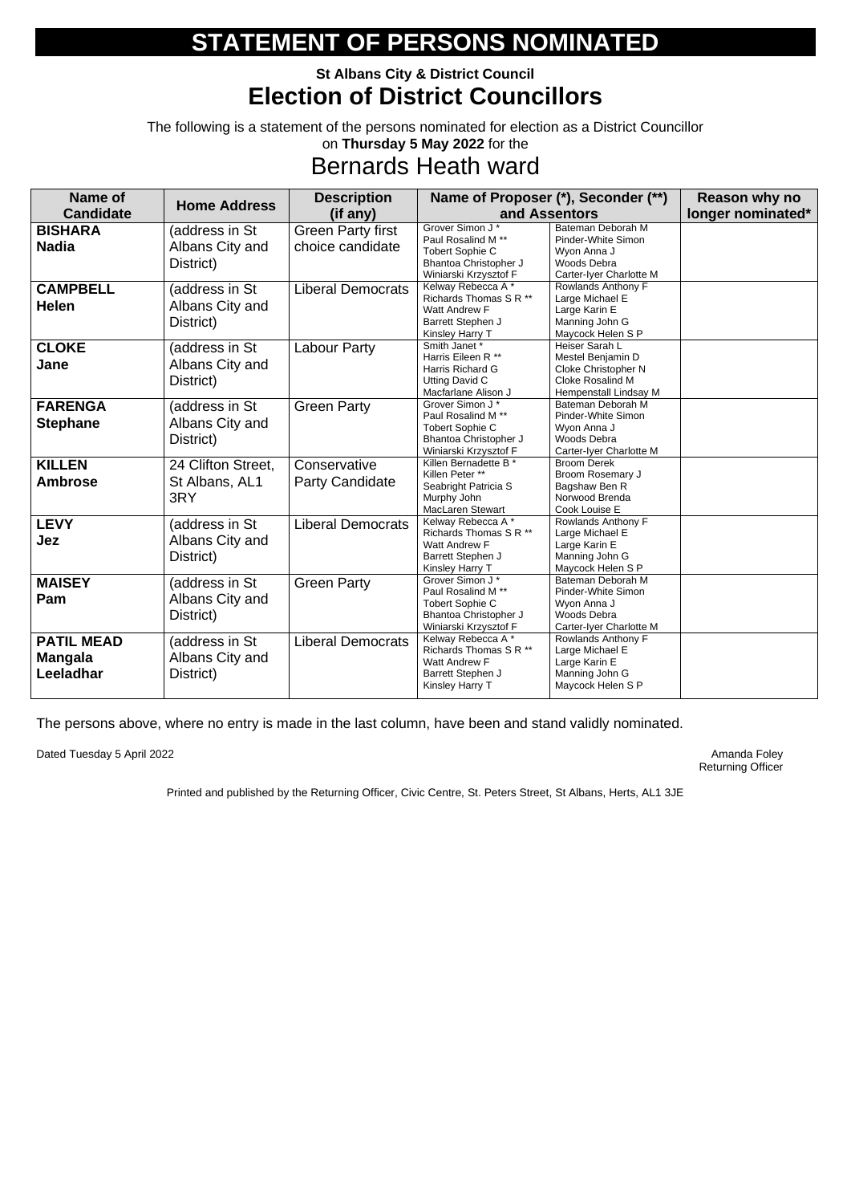# STATEMENT OF PERSONS NOMINATED

### St Albans City & District Council

## Election of District Councillors

The following is a statement of the persons nominated for election as a District Councillor on **Thursday 5 May 2022** for the

## Bernards Heath ward

| Name of Candidate | Home Address | Description (if any) | Name of Proposer (*), Seconder (**) and Assentors | | Reason why no longer nominated* |
|---|---|---|---|---|---|
| **BISHARA Nadia** | (address in St Albans City and District) | Green Party first choice candidate | Grover Simon J *<br>Paul Rosalind M **<br>Tobert Sophie C<br>Bhantoa Christopher J<br>Winiarski Krzysztof F | Bateman Deborah M<br>Pinder-White Simon<br>Wyon Anna J<br>Woods Debra<br>Carter-Iyer Charlotte M | |
| **CAMPBELL Helen** | (address in St Albans City and District) | Liberal Democrats | Kelway Rebecca A *<br>Richards Thomas S R **<br>Watt Andrew F<br>Barrett Stephen J<br>Kinsley Harry T | Rowlands Anthony F<br>Large Michael E<br>Large Karin E<br>Manning John G<br>Maycock Helen S P | |
| **CLOKE Jane** | (address in St Albans City and District) | Labour Party | Smith Janet *<br>Harris Eileen R **<br>Harris Richard G<br>Utting David C<br>Macfarlane Alison J | Heiser Sarah L<br>Mestel Benjamin D<br>Cloke Christopher N<br>Cloke Rosalind M<br>Hempenstall Lindsay M | |
| **FARENGA Stephane** | (address in St Albans City and District) | Green Party | Grover Simon J *<br>Paul Rosalind M **<br>Tobert Sophie C<br>Bhantoa Christopher J<br>Winiarski Krzysztof F | Bateman Deborah M<br>Pinder-White Simon<br>Wyon Anna J<br>Woods Debra<br>Carter-Iyer Charlotte M | |
| **KILLEN Ambrose** | 24 Clifton Street, St Albans, AL1 3RY | Conservative Party Candidate | Killen Bernadette B *<br>Killen Peter **<br>Seabright Patricia S<br>Murphy John<br>MacLaren Stewart | Broom Derek<br>Broom Rosemary J<br>Bagshaw Ben R<br>Norwood Brenda<br>Cook Louise E | |
| **LEVY Jez** | (address in St Albans City and District) | Liberal Democrats | Kelway Rebecca A *<br>Richards Thomas S R **<br>Watt Andrew F<br>Barrett Stephen J<br>Kinsley Harry T | Rowlands Anthony F<br>Large Michael E<br>Large Karin E<br>Manning John G<br>Maycock Helen S P | |
| **MAISEY Pam** | (address in St Albans City and District) | Green Party | Grover Simon J *<br>Paul Rosalind M **<br>Tobert Sophie C<br>Bhantoa Christopher J<br>Winiarski Krzysztof F | Bateman Deborah M<br>Pinder-White Simon<br>Wyon Anna J<br>Woods Debra<br>Carter-Iyer Charlotte M | |
| **PATIL MEAD Mangala Leeladhar** | (address in St Albans City and District) | Liberal Democrats | Kelway Rebecca A *<br>Richards Thomas S R **<br>Watt Andrew F<br>Barrett Stephen J<br>Kinsley Harry T | Rowlands Anthony F<br>Large Michael E<br>Large Karin E<br>Manning John G<br>Maycock Helen S P | |

The persons above, where no entry is made in the last column, have been and stand validly nominated.

Dated Tuesday 5 April 2022

Amanda Foley
Returning Officer

Printed and published by the Returning Officer, Civic Centre, St. Peters Street, St Albans, Herts, AL1 3JE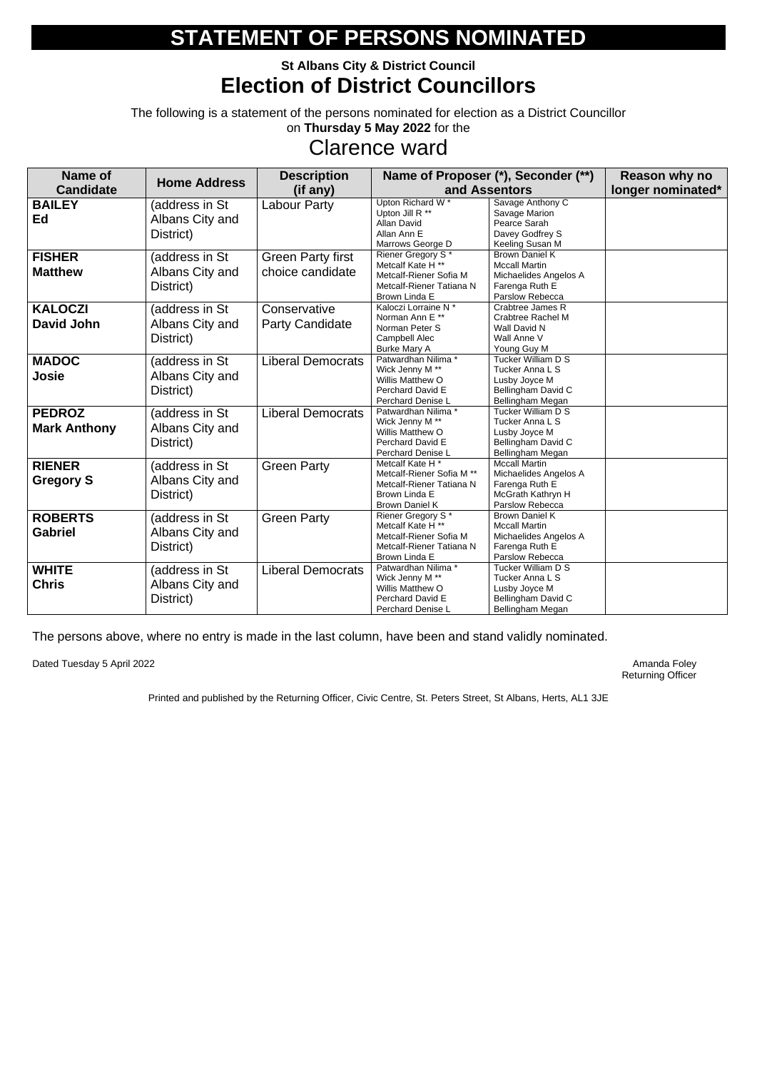# STATEMENT OF PERSONS NOMINATED

### St Albans City & District Council

## Election of District Councillors

The following is a statement of the persons nominated for election as a District Councillor on **Thursday 5 May 2022** for the

## Clarence ward

| Name of Candidate | Home Address | Description (if any) | Name of Proposer (*), Seconder (**) and Assentors | | Reason why no longer nominated* |
|---|---|---|---|---|---|
| **BAILEY** **Ed** | (address in St Albans City and District) | Labour Party | Upton Richard W * Upton Jill R ** Allan David Allan Ann E Marrows George D | Savage Anthony C Savage Marion Pearce Sarah Davey Godfrey S Keeling Susan M | |
| **FISHER** **Matthew** | (address in St Albans City and District) | Green Party first choice candidate | Riener Gregory S * Metcalf Kate H ** Metcalf-Riener Sofia M Metcalf-Riener Tatiana N Brown Linda E | Brown Daniel K Mccall Martin Michaelides Angelos A Farenga Ruth E Parslow Rebecca | |
| **KALOCZI** **David John** | (address in St Albans City and District) | Conservative Party Candidate | Kaloczi Lorraine N * Norman Ann E ** Norman Peter S Campbell Alec Burke Mary A | Crabtree James R Crabtree Rachel M Wall David N Wall Anne V Young Guy M | |
| **MADOC** **Josie** | (address in St Albans City and District) | Liberal Democrats | Patwardhan Nilima * Wick Jenny M ** Willis Matthew O Perchard David E Perchard Denise L | Tucker William D S Tucker Anna L S Lusby Joyce M Bellingham David C Bellingham Megan | |
| **PEDROZ** **Mark Anthony** | (address in St Albans City and District) | Liberal Democrats | Patwardhan Nilima * Wick Jenny M ** Willis Matthew O Perchard David E Perchard Denise L | Tucker William D S Tucker Anna L S Lusby Joyce M Bellingham David C Bellingham Megan | |
| **RIENER** **Gregory S** | (address in St Albans City and District) | Green Party | Metcalf Kate H * Metcalf-Riener Sofia M ** Metcalf-Riener Tatiana N Brown Linda E Brown Daniel K | Mccall Martin Michaelides Angelos A Farenga Ruth E McGrath Kathryn H Parslow Rebecca | |
| **ROBERTS** **Gabriel** | (address in St Albans City and District) | Green Party | Riener Gregory S * Metcalf Kate H ** Metcalf-Riener Sofia M Metcalf-Riener Tatiana N Brown Linda E | Brown Daniel K Mccall Martin Michaelides Angelos A Farenga Ruth E Parslow Rebecca | |
| **WHITE** **Chris** | (address in St Albans City and District) | Liberal Democrats | Patwardhan Nilima * Wick Jenny M ** Willis Matthew O Perchard David E Perchard Denise L | Tucker William D S Tucker Anna L S Lusby Joyce M Bellingham David C Bellingham Megan | |

The persons above, where no entry is made in the last column, have been and stand validly nominated.

Dated Tuesday 5 April 2022

Amanda Foley
Returning Officer

Printed and published by the Returning Officer, Civic Centre, St. Peters Street, St Albans, Herts, AL1 3JE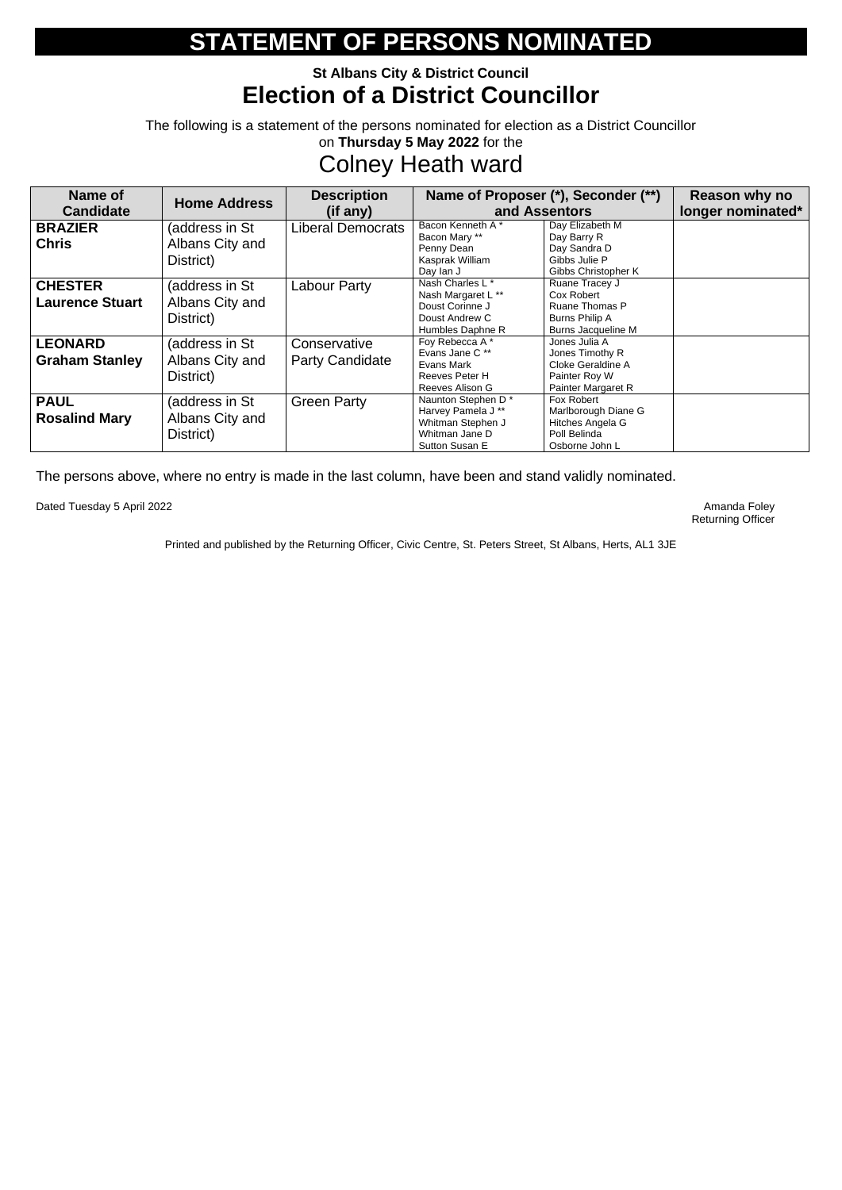# STATEMENT OF PERSONS NOMINATED

**St Albans City & District Council**

## Election of a District Councillor

The following is a statement of the persons nominated for election as a District Councillor on **Thursday 5 May 2022** for the

## Colney Heath ward

| Name of Candidate | Home Address | Description (if any) | Name of Proposer (*), Seconder (**) and Assentors | | Reason why no longer nominated* |
|---|---|---|---|---|---|
| **BRAZIER Chris** | (address in St Albans City and District) | Liberal Democrats | Bacon Kenneth A *<br>Bacon Mary **<br>Penny Dean<br>Kasprak William<br>Day Ian J | Day Elizabeth M<br>Day Barry R<br>Day Sandra D<br>Gibbs Julie P<br>Gibbs Christopher K | |
| **CHESTER Laurence Stuart** | (address in St Albans City and District) | Labour Party | Nash Charles L *<br>Nash Margaret L **<br>Doust Corinne J<br>Doust Andrew C<br>Humbles Daphne R | Ruane Tracey J<br>Cox Robert<br>Ruane Thomas P<br>Burns Philip A<br>Burns Jacqueline M | |
| **LEONARD Graham Stanley** | (address in St Albans City and District) | Conservative Party Candidate | Foy Rebecca A *<br>Evans Jane C **<br>Evans Mark<br>Reeves Peter H<br>Reeves Alison G | Jones Julia A<br>Jones Timothy R<br>Cloke Geraldine A<br>Painter Roy W<br>Painter Margaret R | |
| **PAUL Rosalind Mary** | (address in St Albans City and District) | Green Party | Naunton Stephen D *<br>Harvey Pamela J **<br>Whitman Stephen J<br>Whitman Jane D<br>Sutton Susan E | Fox Robert<br>Marlborough Diane G<br>Hitches Angela G<br>Poll Belinda<br>Osborne John L | |

The persons above, where no entry is made in the last column, have been and stand validly nominated.

Dated Tuesday 5 April 2022

Amanda Foley
Returning Officer

Printed and published by the Returning Officer, Civic Centre, St. Peters Street, St Albans, Herts, AL1 3JE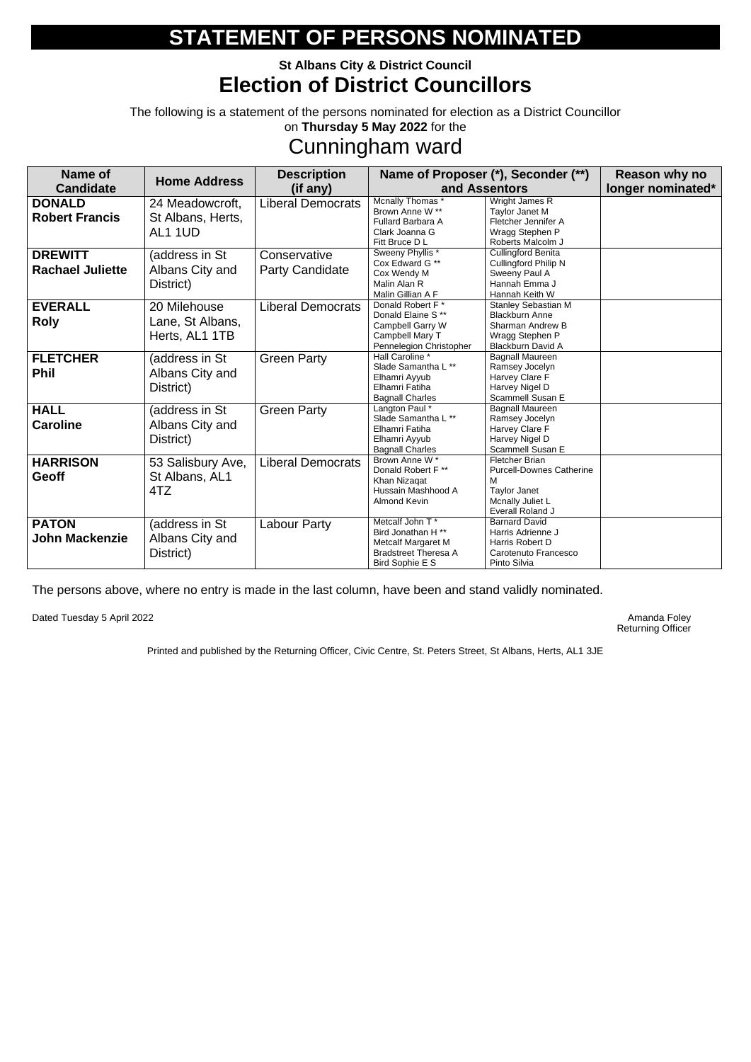# STATEMENT OF PERSONS NOMINATED

**St Albans City & District Council**

## Election of District Councillors

The following is a statement of the persons nominated for election as a District Councillor on **Thursday 5 May 2022** for the

## Cunningham ward

| Name of Candidate | Home Address | Description (if any) | Name of Proposer (*), Seconder (**) and Assentors | | Reason why no longer nominated* |
|---|---|---|---|---|---|
| **DONALD Robert Francis** | 24 Meadowcroft, St Albans, Herts, AL1 1UD | Liberal Democrats | Mcnally Thomas * Brown Anne W ** Fullard Barbara A Clark Joanna G Fitt Bruce D L | Wright James R Taylor Janet M Fletcher Jennifer A Wragg Stephen P Roberts Malcolm J | |
| **DREWITT Rachael Juliette** | (address in St Albans City and District) | Conservative Party Candidate | Sweeny Phyllis * Cox Edward G ** Cox Wendy M Malin Alan R Malin Gillian A F | Cullingford Benita Cullingford Philip N Sweeny Paul A Hannah Emma J Hannah Keith W | |
| **EVERALL Roly** | 20 Milehouse Lane, St Albans, Herts, AL1 1TB | Liberal Democrats | Donald Robert F * Donald Elaine S ** Campbell Garry W Campbell Mary T Pennelegion Christopher | Stanley Sebastian M Blackburn Anne Sharman Andrew B Wragg Stephen P Blackburn David A | |
| **FLETCHER Phil** | (address in St Albans City and District) | Green Party | Hall Caroline * Slade Samantha L ** Elhamri Ayyub Elhamri Fatiha Bagnall Charles | Bagnall Maureen Ramsey Jocelyn Harvey Clare F Harvey Nigel D Scammell Susan E | |
| **HALL Caroline** | (address in St Albans City and District) | Green Party | Langton Paul * Slade Samantha L ** Elhamri Fatiha Elhamri Ayyub Bagnall Charles | Bagnall Maureen Ramsey Jocelyn Harvey Clare F Harvey Nigel D Scammell Susan E | |
| **HARRISON Geoff** | 53 Salisbury Ave, St Albans, AL1 4TZ | Liberal Democrats | Brown Anne W * Donald Robert F ** Khan Nizaqat Hussain Mashhood A Almond Kevin | Fletcher Brian Purcell-Downes Catherine M Taylor Janet Mcnally Juliet L Everall Roland J | |
| **PATON John Mackenzie** | (address in St Albans City and District) | Labour Party | Metcalf John T * Bird Jonathan H ** Metcalf Margaret M Bradstreet Theresa A Bird Sophie E S | Barnard David Harris Adrienne J Harris Robert D Carotenuto Francesco Pinto Silvia | |

The persons above, where no entry is made in the last column, have been and stand validly nominated.

Dated Tuesday 5 April 2022

Amanda Foley
Returning Officer

Printed and published by the Returning Officer, Civic Centre, St. Peters Street, St Albans, Herts, AL1 3JE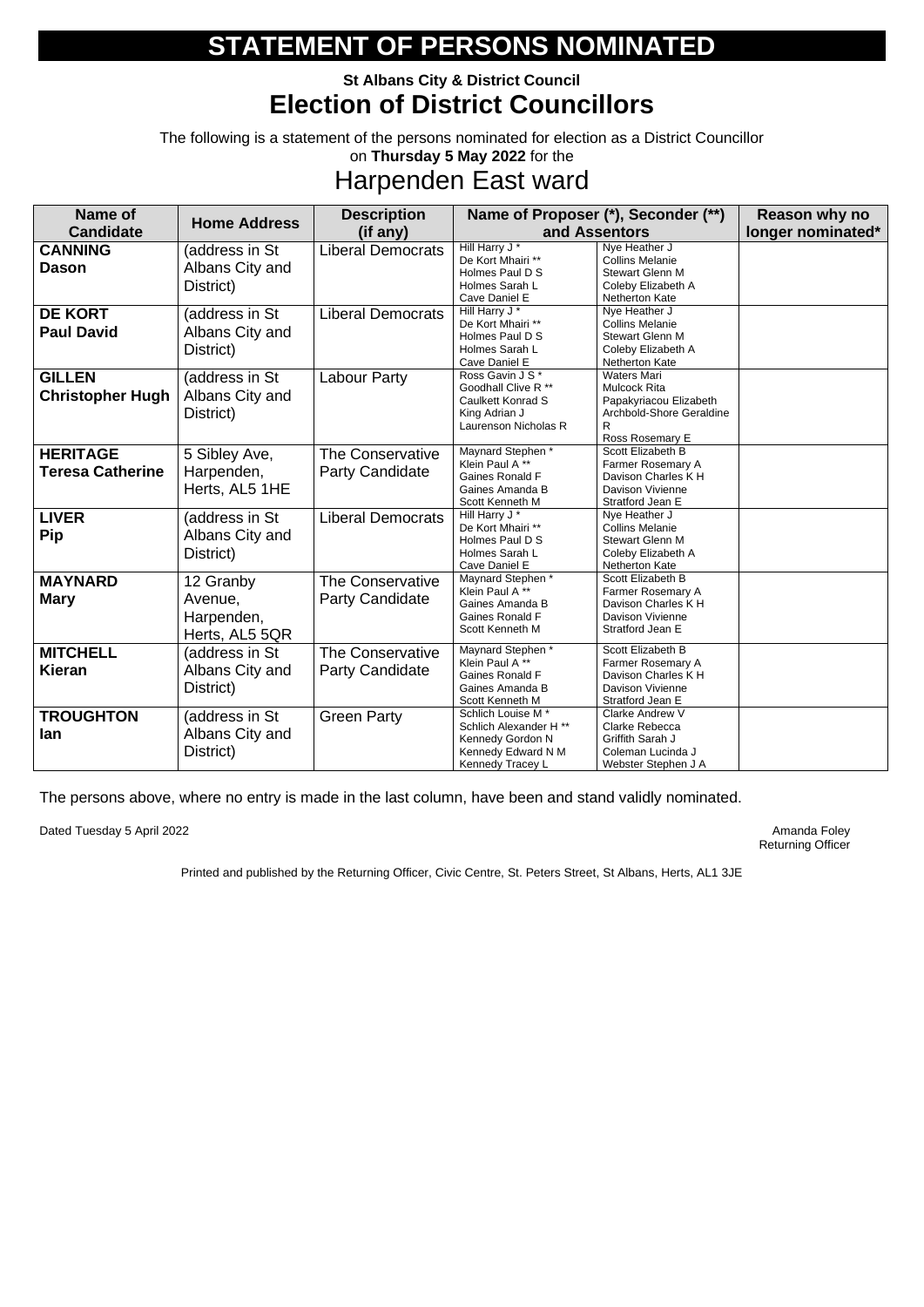# STATEMENT OF PERSONS NOMINATED

### St Albans City & District Council

## Election of District Councillors

The following is a statement of the persons nominated for election as a District Councillor on **Thursday 5 May 2022** for the

## Harpenden East ward

| Name of Candidate | Home Address | Description (if any) | Name of Proposer (*), Seconder (**) and Assentors | | Reason why no longer nominated* |
|---|---|---|---|---|---|
| **CANNING Dason** | (address in St Albans City and District) | Liberal Democrats | Hill Harry J *<br>De Kort Mhairi **<br>Holmes Paul D S<br>Holmes Sarah L<br>Cave Daniel E | Nye Heather J<br>Collins Melanie<br>Stewart Glenn M<br>Coleby Elizabeth A<br>Netherton Kate | |
| **DE KORT Paul David** | (address in St Albans City and District) | Liberal Democrats | Hill Harry J *<br>De Kort Mhairi **<br>Holmes Paul D S<br>Holmes Sarah L<br>Cave Daniel E | Nye Heather J<br>Collins Melanie<br>Stewart Glenn M<br>Coleby Elizabeth A<br>Netherton Kate | |
| **GILLEN Christopher Hugh** | (address in St Albans City and District) | Labour Party | Ross Gavin J S *<br>Goodhall Clive R **<br>Caulkett Konrad S<br>King Adrian J<br>Laurenson Nicholas R | Waters Mari<br>Mulcock Rita<br>Papakyriacou Elizabeth<br>Archbold-Shore Geraldine R<br>Ross Rosemary E | |
| **HERITAGE Teresa Catherine** | 5 Sibley Ave, Harpenden, Herts, AL5 1HE | The Conservative Party Candidate | Maynard Stephen *<br>Klein Paul A **<br>Gaines Ronald F<br>Gaines Amanda B<br>Scott Kenneth M | Scott Elizabeth B<br>Farmer Rosemary A<br>Davison Charles K H<br>Davison Vivienne<br>Stratford Jean E | |
| **LIVER Pip** | (address in St Albans City and District) | Liberal Democrats | Hill Harry J *<br>De Kort Mhairi **<br>Holmes Paul D S<br>Holmes Sarah L<br>Cave Daniel E | Nye Heather J<br>Collins Melanie<br>Stewart Glenn M<br>Coleby Elizabeth A<br>Netherton Kate | |
| **MAYNARD Mary** | 12 Granby Avenue, Harpenden, Herts, AL5 5QR | The Conservative Party Candidate | Maynard Stephen *<br>Klein Paul A **<br>Gaines Amanda B<br>Gaines Ronald F<br>Scott Kenneth M | Scott Elizabeth B<br>Farmer Rosemary A<br>Davison Charles K H<br>Davison Vivienne<br>Stratford Jean E | |
| **MITCHELL Kieran** | (address in St Albans City and District) | The Conservative Party Candidate | Maynard Stephen *<br>Klein Paul A **<br>Gaines Ronald F<br>Gaines Amanda B<br>Scott Kenneth M | Scott Elizabeth B<br>Farmer Rosemary A<br>Davison Charles K H<br>Davison Vivienne<br>Stratford Jean E | |
| **TROUGHTON Ian** | (address in St Albans City and District) | Green Party | Schlich Louise M *<br>Schlich Alexander H **<br>Kennedy Gordon N<br>Kennedy Edward N M<br>Kennedy Tracey L | Clarke Andrew V<br>Clarke Rebecca<br>Griffith Sarah J<br>Coleman Lucinda J<br>Webster Stephen J A | |

The persons above, where no entry is made in the last column, have been and stand validly nominated.

Dated Tuesday 5 April 2022

Amanda Foley
Returning Officer

Printed and published by the Returning Officer, Civic Centre, St. Peters Street, St Albans, Herts, AL1 3JE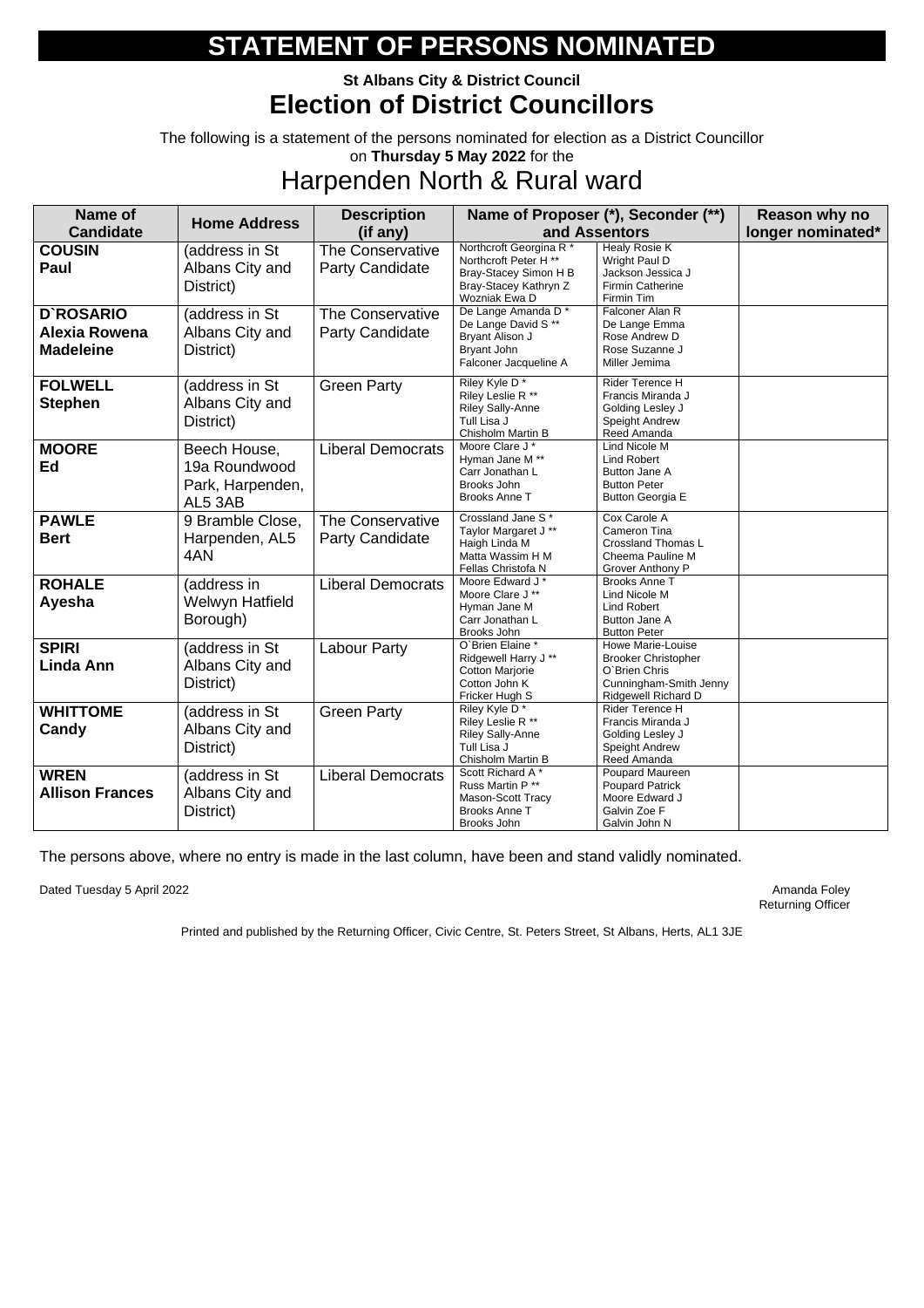# STATEMENT OF PERSONS NOMINATED

### St Albans City & District Council

## Election of District Councillors

The following is a statement of the persons nominated for election as a District Councillor on **Thursday 5 May 2022** for the

## Harpenden North & Rural ward

| Name of Candidate | Home Address | Description (if any) | Name of Proposer (*), Seconder (**) and Assentors | | Reason why no longer nominated* |
|---|---|---|---|---|---|
| **COUSIN Paul** | (address in St Albans City and District) | The Conservative Party Candidate | Northcroft Georgina R *<br>Northcroft Peter H **<br>Bray-Stacey Simon H B<br>Bray-Stacey Kathryn Z<br>Wozniak Ewa D | Healy Rosie K<br>Wright Paul D<br>Jackson Jessica J<br>Firmin Catherine<br>Firmin Tim | |
| **D`ROSARIO Alexia Rowena Madeleine** | (address in St Albans City and District) | The Conservative Party Candidate | De Lange Amanda D *<br>De Lange David S **<br>Bryant Alison J<br>Bryant John<br>Falconer Jacqueline A | Falconer Alan R<br>De Lange Emma<br>Rose Andrew D<br>Rose Suzanne J<br>Miller Jemima | |
| **FOLWELL Stephen** | (address in St Albans City and District) | Green Party | Riley Kyle D *<br>Riley Leslie R **<br>Riley Sally-Anne<br>Tull Lisa J<br>Chisholm Martin B | Rider Terence H<br>Francis Miranda J<br>Golding Lesley J<br>Speight Andrew<br>Reed Amanda | |
| **MOORE Ed** | Beech House, 19a Roundwood Park, Harpenden, AL5 3AB | Liberal Democrats | Moore Clare J *<br>Hyman Jane M **<br>Carr Jonathan L<br>Brooks John<br>Brooks Anne T | Lind Nicole M<br>Lind Robert<br>Button Jane A<br>Button Peter<br>Button Georgia E | |
| **PAWLE Bert** | 9 Bramble Close, Harpenden, AL5 4AN | The Conservative Party Candidate | Crossland Jane S *<br>Taylor Margaret J **<br>Haigh Linda M<br>Matta Wassim H M<br>Fellas Christofa N | Cox Carole A<br>Cameron Tina<br>Crossland Thomas L<br>Cheema Pauline M<br>Grover Anthony P | |
| **ROHALE Ayesha** | (address in Welwyn Hatfield Borough) | Liberal Democrats | Moore Edward J *<br>Moore Clare J **<br>Hyman Jane M<br>Carr Jonathan L<br>Brooks John | Brooks Anne T<br>Lind Nicole M<br>Lind Robert<br>Button Jane A<br>Button Peter | |
| **SPIRI Linda Ann** | (address in St Albans City and District) | Labour Party | O`Brien Elaine *<br>Ridgewell Harry J **<br>Cotton Marjorie<br>Cotton John K<br>Fricker Hugh S | Howe Marie-Louise<br>Brooker Christopher<br>O`Brien Chris<br>Cunningham-Smith Jenny<br>Ridgewell Richard D | |
| **WHITTOME Candy** | (address in St Albans City and District) | Green Party | Riley Kyle D *<br>Riley Leslie R **<br>Riley Sally-Anne<br>Tull Lisa J<br>Chisholm Martin B | Rider Terence H<br>Francis Miranda J<br>Golding Lesley J<br>Speight Andrew<br>Reed Amanda | |
| **WREN Allison Frances** | (address in St Albans City and District) | Liberal Democrats | Scott Richard A *<br>Russ Martin P **<br>Mason-Scott Tracy<br>Brooks Anne T<br>Brooks John | Poupard Maureen<br>Poupard Patrick<br>Moore Edward J<br>Galvin Zoe F<br>Galvin John N | |

The persons above, where no entry is made in the last column, have been and stand validly nominated.

Dated Tuesday 5 April 2022

Amanda Foley
Returning Officer

Printed and published by the Returning Officer, Civic Centre, St. Peters Street, St Albans, Herts, AL1 3JE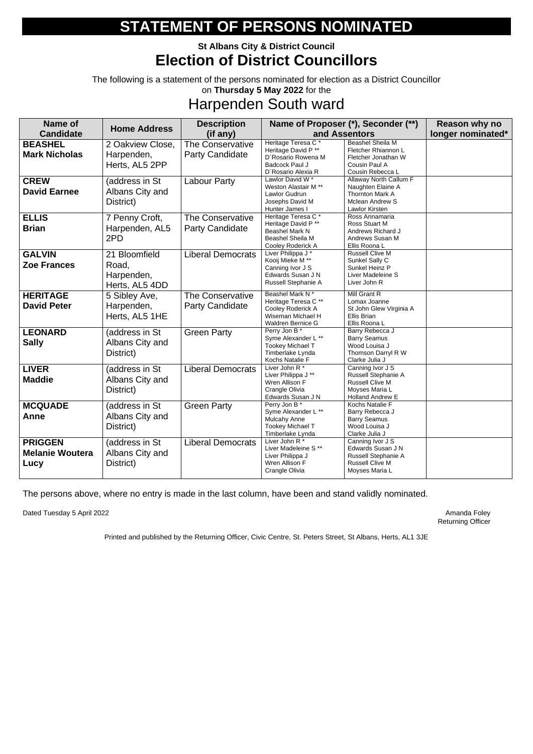# STATEMENT OF PERSONS NOMINATED

**St Albans City & District Council**

## Election of District Councillors

The following is a statement of the persons nominated for election as a District Councillor on **Thursday 5 May 2022** for the

## Harpenden South ward

| Name of Candidate | Home Address | Description (if any) | Name of Proposer (*), Seconder (**) and Assentors | | Reason why no longer nominated* |
|---|---|---|---|---|---|
| **BEASHEL Mark Nicholas** | 2 Oakview Close, Harpenden, Herts, AL5 2PP | The Conservative Party Candidate | Heritage Teresa C * Heritage David P ** D`Rosario Rowena M Badcock Paul J D`Rosario Alexia R | Beashel Sheila M Fletcher Rhiannon L Fletcher Jonathan W Cousin Paul A Cousin Rebecca L | |
| **CREW David Earnee** | (address in St Albans City and District) | Labour Party | Lawlor David W * Weston Alastair M ** Lawlor Gudrun Josephs David M Hunter James I | Allaway North Callum F Naughten Elaine A Thornton Mark A Mclean Andrew S Lawlor Kirsten | |
| **ELLIS Brian** | 7 Penny Croft, Harpenden, AL5 2PD | The Conservative Party Candidate | Heritage Teresa C * Heritage David P ** Beashel Mark N Beashel Sheila M Cooley Roderick A | Ross Annamaria Ross Stuart M Andrews Richard J Andrews Susan M Ellis Roona L | |
| **GALVIN Zoe Frances** | 21 Bloomfield Road, Harpenden, Herts, AL5 4DD | Liberal Democrats | Liver Philippa J * Kooij Mieke M ** Canning Ivor J S Edwards Susan J N Russell Stephanie A | Russell Clive M Sunkel Sally C Sunkel Heinz P Liver Madeleine S Liver John R | |
| **HERITAGE David Peter** | 5 Sibley Ave, Harpenden, Herts, AL5 1HE | The Conservative Party Candidate | Beashel Mark N * Heritage Teresa C ** Cooley Roderick A Wiseman Michael H Waldren Bernice G | Mill Grant R Lomax Joanne St John Glew Virginia A Ellis Brian Ellis Roona L | |
| **LEONARD Sally** | (address in St Albans City and District) | Green Party | Perry Jon B * Syme Alexander L ** Tookey Michael T Timberlake Lynda Kochs Natalie F | Barry Rebecca J Barry Seamus Wood Louisa J Thomson Darryl R W Clarke Julia J | |
| **LIVER Maddie** | (address in St Albans City and District) | Liberal Democrats | Liver John R * Liver Philippa J ** Wren Allison F Crangle Olivia Edwards Susan J N | Canning Ivor J S Russell Stephanie A Russell Clive M Moyses Maria L Holland Andrew E | |
| **MCQUADE Anne** | (address in St Albans City and District) | Green Party | Perry Jon B * Syme Alexander L ** Mulcahy Anne Tookey Michael T Timberlake Lynda | Kochs Natalie F Barry Rebecca J Barry Seamus Wood Louisa J Clarke Julia J | |
| **PRIGGEN Melanie Woutera Lucy** | (address in St Albans City and District) | Liberal Democrats | Liver John R * Liver Madeleine S ** Liver Philippa J Wren Allison F Crangle Olivia | Canning Ivor J S Edwards Susan J N Russell Stephanie A Russell Clive M Moyses Maria L | |

The persons above, where no entry is made in the last column, have been and stand validly nominated.

Dated Tuesday 5 April 2022

Amanda Foley
Returning Officer

Printed and published by the Returning Officer, Civic Centre, St. Peters Street, St Albans, Herts, AL1 3JE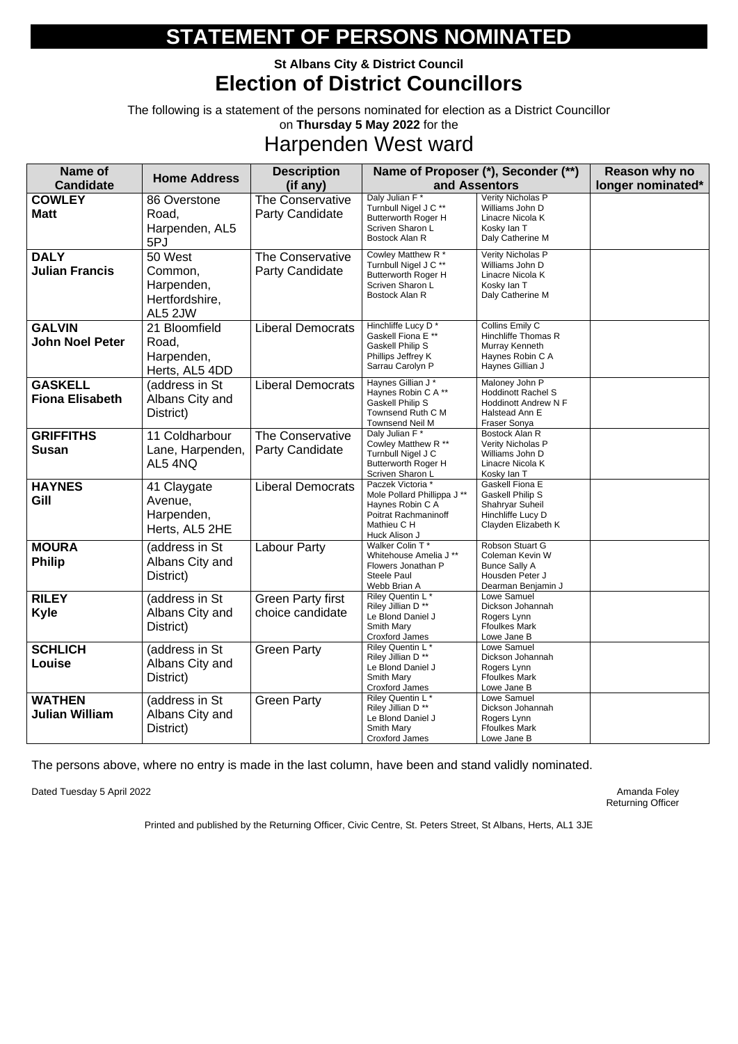# STATEMENT OF PERSONS NOMINATED

**St Albans City & District Council**

## Election of District Councillors

The following is a statement of the persons nominated for election as a District Councillor on **Thursday 5 May 2022** for the

## Harpenden West ward

| Name of Candidate | Home Address | Description (if any) | Name of Proposer (*), Seconder (**) and Assentors | | Reason why no longer nominated* |
|---|---|---|---|---|---|
| **COWLEY** **Matt** | 86 Overstone Road, Harpenden, AL5 5PJ | The Conservative Party Candidate | Daly Julian F * Turnbull Nigel J C ** Butterworth Roger H Scriven Sharon L Bostock Alan R | Verity Nicholas P Williams John D Linacre Nicola K Kosky Ian T Daly Catherine M | |
| **DALY** **Julian Francis** | 50 West Common, Harpenden, Hertfordshire, AL5 2JW | The Conservative Party Candidate | Cowley Matthew R * Turnbull Nigel J C ** Butterworth Roger H Scriven Sharon L Bostock Alan R | Verity Nicholas P Williams John D Linacre Nicola K Kosky Ian T Daly Catherine M | |
| **GALVIN** **John Noel Peter** | 21 Bloomfield Road, Harpenden, Herts, AL5 4DD | Liberal Democrats | Hinchliffe Lucy D * Gaskell Fiona E ** Gaskell Philip S Phillips Jeffrey K Sarrau Carolyn P | Collins Emily C Hinchliffe Thomas R Murray Kenneth Haynes Robin C A Haynes Gillian J | |
| **GASKELL** **Fiona Elisabeth** | (address in St Albans City and District) | Liberal Democrats | Haynes Gillian J * Haynes Robin C A ** Gaskell Philip S Townsend Ruth C M Townsend Neil M | Maloney John P Hoddinott Rachel S Hoddinott Andrew N F Halstead Ann E Fraser Sonya | |
| **GRIFFITHS** **Susan** | 11 Coldharbour Lane, Harpenden, AL5 4NQ | The Conservative Party Candidate | Daly Julian F * Cowley Matthew R ** Turnbull Nigel J C Butterworth Roger H Scriven Sharon L | Bostock Alan R Verity Nicholas P Williams John D Linacre Nicola K Kosky Ian T | |
| **HAYNES** **Gill** | 41 Claygate Avenue, Harpenden, Herts, AL5 2HE | Liberal Democrats | Paczek Victoria * Mole Pollard Phillippa J ** Haynes Robin C A Poitrat Rachmaninoff Mathieu C H Huck Alison J | Gaskell Fiona E Gaskell Philip S Shahryar Suheil Hinchliffe Lucy D Clayden Elizabeth K | |
| **MOURA** **Philip** | (address in St Albans City and District) | Labour Party | Walker Colin T * Whitehouse Amelia J ** Flowers Jonathan P Steele Paul Webb Brian A | Robson Stuart G Coleman Kevin W Bunce Sally A Housden Peter J Dearman Benjamin J | |
| **RILEY** **Kyle** | (address in St Albans City and District) | Green Party first choice candidate | Riley Quentin L * Riley Jillian D ** Le Blond Daniel J Smith Mary Croxford James | Lowe Samuel Dickson Johannah Rogers Lynn Ffoulkes Mark Lowe Jane B | |
| **SCHLICH** **Louise** | (address in St Albans City and District) | Green Party | Riley Quentin L * Riley Jillian D ** Le Blond Daniel J Smith Mary Croxford James | Lowe Samuel Dickson Johannah Rogers Lynn Ffoulkes Mark Lowe Jane B | |
| **WATHEN** **Julian William** | (address in St Albans City and District) | Green Party | Riley Quentin L * Riley Jillian D ** Le Blond Daniel J Smith Mary Croxford James | Lowe Samuel Dickson Johannah Rogers Lynn Ffoulkes Mark Lowe Jane B | |

The persons above, where no entry is made in the last column, have been and stand validly nominated.

Dated Tuesday 5 April 2022

Amanda Foley
Returning Officer

Printed and published by the Returning Officer, Civic Centre, St. Peters Street, St Albans, Herts, AL1 3JE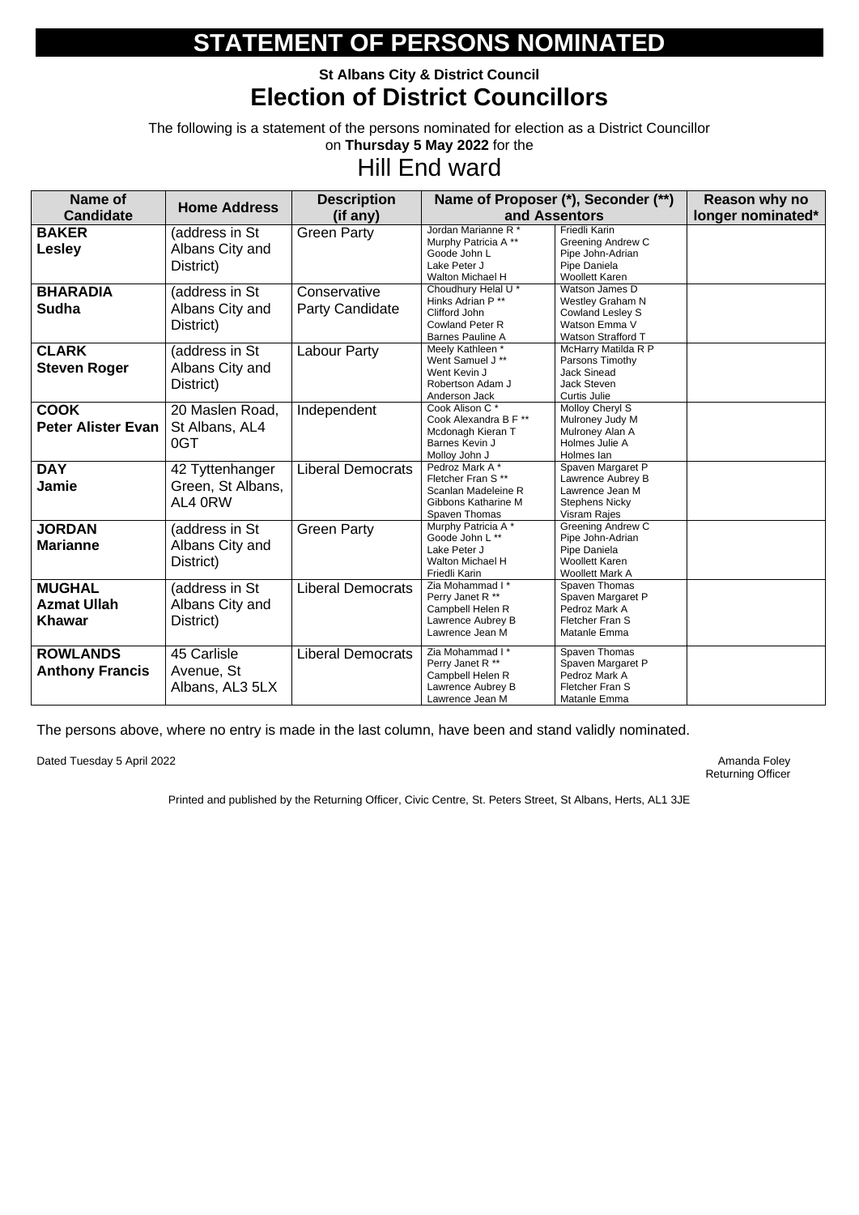# STATEMENT OF PERSONS NOMINATED

**St Albans City & District Council**

## Election of District Councillors

The following is a statement of the persons nominated for election as a District Councillor on **Thursday 5 May 2022** for the

## Hill End ward

| Name of Candidate | Home Address | Description (if any) | Name of Proposer (*), Seconder (**) and Assentors | | Reason why no longer nominated* |
|---|---|---|---|---|---|
| **BAKER Lesley** | (address in St Albans City and District) | Green Party | Jordan Marianne R * Murphy Patricia A ** Goode John L Lake Peter J Walton Michael H | Friedli Karin Greening Andrew C Pipe John-Adrian Pipe Daniela Woollett Karen | |
| **BHARADIA Sudha** | (address in St Albans City and District) | Conservative Party Candidate | Choudhury Helal U * Hinks Adrian P ** Clifford John Cowland Peter R Barnes Pauline A | Watson James D Westley Graham N Cowland Lesley S Watson Emma V Watson Strafford T | |
| **CLARK Steven Roger** | (address in St Albans City and District) | Labour Party | Meely Kathleen * Went Samuel J ** Went Kevin J Robertson Adam J Anderson Jack | McHarry Matilda R P Parsons Timothy Jack Sinead Jack Steven Curtis Julie | |
| **COOK Peter Alister Evan** | 20 Maslen Road, St Albans, AL4 0GT | Independent | Cook Alison C * Cook Alexandra B F ** Mcdonagh Kieran T Barnes Kevin J Molloy John J | Molloy Cheryl S Mulroney Judy M Mulroney Alan A Holmes Julie A Holmes Ian | |
| **DAY Jamie** | 42 Tyttenhanger Green, St Albans, AL4 0RW | Liberal Democrats | Pedroz Mark A * Fletcher Fran S ** Scanlan Madeleine R Gibbons Katharine M Spaven Thomas | Spaven Margaret P Lawrence Aubrey B Lawrence Jean M Stephens Nicky Visram Rajes | |
| **JORDAN Marianne** | (address in St Albans City and District) | Green Party | Murphy Patricia A * Goode John L ** Lake Peter J Walton Michael H Friedli Karin | Greening Andrew C Pipe John-Adrian Pipe Daniela Woollett Karen Woollett Mark A | |
| **MUGHAL Azmat Ullah Khawar** | (address in St Albans City and District) | Liberal Democrats | Zia Mohammad I * Perry Janet R ** Campbell Helen R Lawrence Aubrey B Lawrence Jean M | Spaven Thomas Spaven Margaret P Pedroz Mark A Fletcher Fran S Matanle Emma | |
| **ROWLANDS Anthony Francis** | 45 Carlisle Avenue, St Albans, AL3 5LX | Liberal Democrats | Zia Mohammad I * Perry Janet R ** Campbell Helen R Lawrence Aubrey B Lawrence Jean M | Spaven Thomas Spaven Margaret P Pedroz Mark A Fletcher Fran S Matanle Emma | |

The persons above, where no entry is made in the last column, have been and stand validly nominated.

Dated Tuesday 5 April 2022

Amanda Foley
Returning Officer

Printed and published by the Returning Officer, Civic Centre, St. Peters Street, St Albans, Herts, AL1 3JE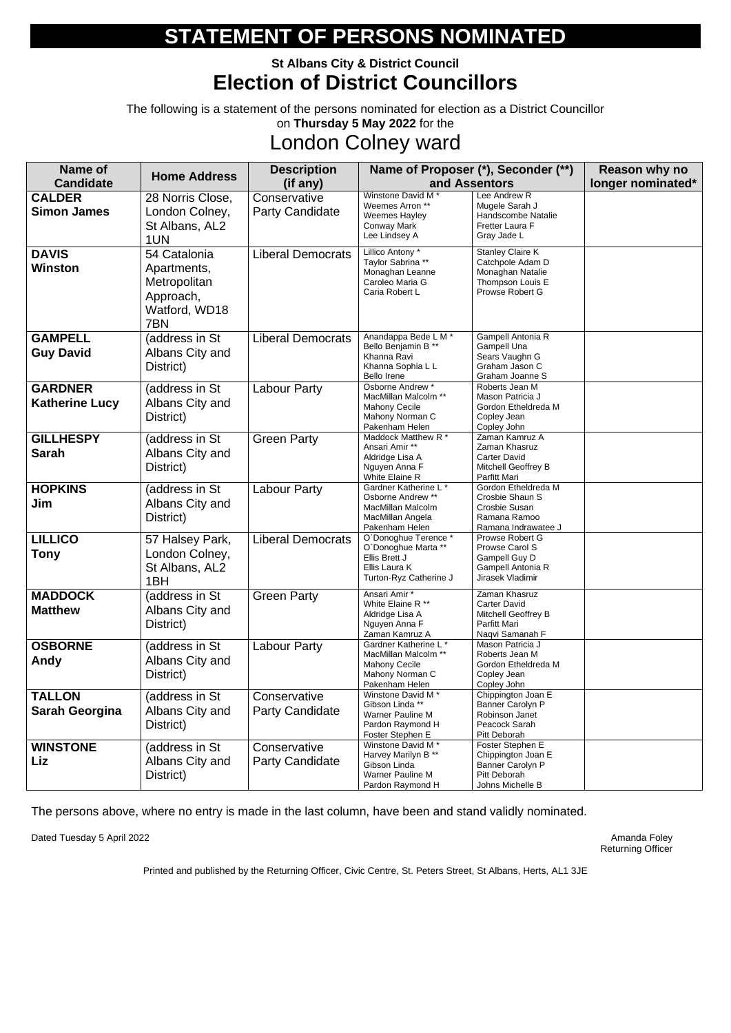# STATEMENT OF PERSONS NOMINATED

**St Albans City & District Council**

## Election of District Councillors

The following is a statement of the persons nominated for election as a District Councillor on **Thursday 5 May 2022** for the

## London Colney ward

| Name of Candidate | Home Address | Description (if any) | Name of Proposer (*), Seconder (**) and Assentors | | Reason why no longer nominated* |
|---|---|---|---|---|---|
| **CALDER Simon James** | 28 Norris Close, London Colney, St Albans, AL2 1UN | Conservative Party Candidate | Winstone David M * Weemes Arron ** Weemes Hayley Conway Mark Lee Lindsey A | Lee Andrew R Mugele Sarah J Handscombe Natalie Fretter Laura F Gray Jade L | |
| **DAVIS Winston** | 54 Catalonia Apartments, Metropolitan Approach, Watford, WD18 7BN | Liberal Democrats | Lillico Antony * Taylor Sabrina ** Monaghan Leanne Caroleo Maria G Caria Robert L | Stanley Claire K Catchpole Adam D Monaghan Natalie Thompson Louis E Prowse Robert G | |
| **GAMPELL Guy David** | (address in St Albans City and District) | Liberal Democrats | Anandappa Bede L M * Bello Benjamin B ** Khanna Ravi Khanna Sophia L L Bello Irene | Gampell Antonia R Gampell Una Sears Vaughn G Graham Jason C Graham Joanne S | |
| **GARDNER Katherine Lucy** | (address in St Albans City and District) | Labour Party | Osborne Andrew * MacMillan Malcolm ** Mahony Cecile Mahony Norman C Pakenham Helen | Roberts Jean M Mason Patricia J Gordon Etheldreda M Copley Jean Copley John | |
| **GILLHESPY Sarah** | (address in St Albans City and District) | Green Party | Maddock Matthew R * Ansari Amir ** Aldridge Lisa A Nguyen Anna F White Elaine R | Zaman Kamruz A Zaman Khasruz Carter David Mitchell Geoffrey B Parfitt Mari | |
| **HOPKINS Jim** | (address in St Albans City and District) | Labour Party | Gardner Katherine L * Osborne Andrew ** MacMillan Malcolm MacMillan Angela Pakenham Helen | Gordon Etheldreda M Crosbie Shaun S Crosbie Susan Ramana Ramoo Ramana Indrawatee J | |
| **LILLICO Tony** | 57 Halsey Park, London Colney, St Albans, AL2 1BH | Liberal Democrats | O`Donoghue Terence * O`Donoghue Marta ** Ellis Brett J Ellis Laura K Turton-Ryz Catherine J | Prowse Robert G Prowse Carol S Gampell Guy D Gampell Antonia R Jirasek Vladimir | |
| **MADDOCK Matthew** | (address in St Albans City and District) | Green Party | Ansari Amir * White Elaine R ** Aldridge Lisa A Nguyen Anna F Zaman Kamruz A | Zaman Khasruz Carter David Mitchell Geoffrey B Parfitt Mari Naqvi Samanah F | |
| **OSBORNE Andy** | (address in St Albans City and District) | Labour Party | Gardner Katherine L * MacMillan Malcolm ** Mahony Cecile Mahony Norman C Pakenham Helen | Mason Patricia J Roberts Jean M Gordon Etheldreda M Copley Jean Copley John | |
| **TALLON Sarah Georgina** | (address in St Albans City and District) | Conservative Party Candidate | Winstone David M * Gibson Linda ** Warner Pauline M Pardon Raymond H Foster Stephen E | Chippington Joan E Banner Carolyn P Robinson Janet Peacock Sarah Pitt Deborah | |
| **WINSTONE Liz** | (address in St Albans City and District) | Conservative Party Candidate | Winstone David M * Harvey Marilyn B ** Gibson Linda Warner Pauline M Pardon Raymond H | Foster Stephen E Chippington Joan E Banner Carolyn P Pitt Deborah Johns Michelle B | |

The persons above, where no entry is made in the last column, have been and stand validly nominated.

Dated Tuesday 5 April 2022

Amanda Foley
Returning Officer

Printed and published by the Returning Officer, Civic Centre, St. Peters Street, St Albans, Herts, AL1 3JE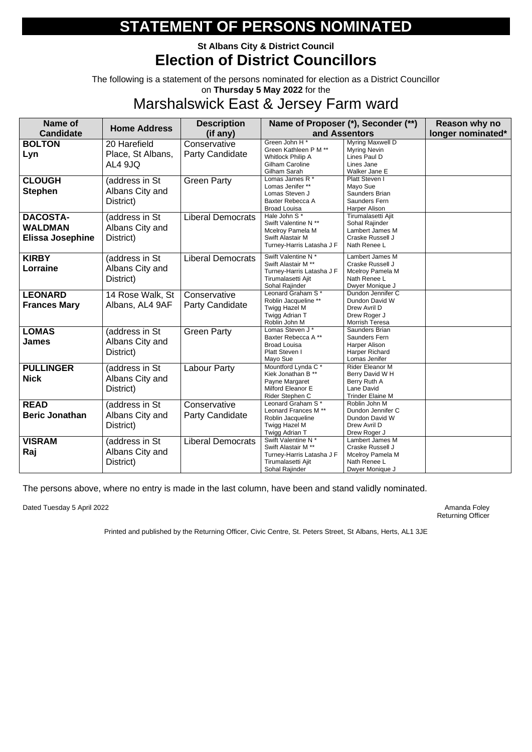# STATEMENT OF PERSONS NOMINATED

**St Albans City & District Council**

## Election of District Councillors

The following is a statement of the persons nominated for election as a District Councillor on **Thursday 5 May 2022** for the

## Marshalswick East & Jersey Farm ward

| Name of Candidate | Home Address | Description (if any) | Name of Proposer (*), Seconder (**) and Assentors | | Reason why no longer nominated* |
|---|---|---|---|---|---|
| **BOLTON** **Lyn** | 20 Harefield Place, St Albans, AL4 9JQ | Conservative Party Candidate | Green John H * Green Kathleen P M ** Whitlock Philip A Gilham Caroline Gilham Sarah | Myring Maxwell D Myring Nevin Lines Paul D Lines Jane Walker Jane E | |
| **CLOUGH** **Stephen** | (address in St Albans City and District) | Green Party | Lomas James R * Lomas Jenifer ** Lomas Steven J Baxter Rebecca A Broad Louisa | Platt Steven I Mayo Sue Saunders Brian Saunders Fern Harper Alison | |
| **DACOSTA-WALDMAN** **Elissa Josephine** | (address in St Albans City and District) | Liberal Democrats | Hale John S * Swift Valentine N ** Mcelroy Pamela M Swift Alastair M Turney-Harris Latasha J F | Tirumalasetti Ajit Sohal Rajinder Lambert James M Craske Russell J Nath Renee L | |
| **KIRBY** **Lorraine** | (address in St Albans City and District) | Liberal Democrats | Swift Valentine N * Swift Alastair M ** Turney-Harris Latasha J F Tirumalasetti Ajit Sohal Rajinder | Lambert James M Craske Russell J Mcelroy Pamela M Nath Renee L Dwyer Monique J | |
| **LEONARD** **Frances Mary** | 14 Rose Walk, St Albans, AL4 9AF | Conservative Party Candidate | Leonard Graham S * Roblin Jacqueline ** Twigg Hazel M Twigg Adrian T Roblin John M | Dundon Jennifer C Dundon David W Drew Avril D Drew Roger J Morrish Teresa | |
| **LOMAS** **James** | (address in St Albans City and District) | Green Party | Lomas Steven J * Baxter Rebecca A ** Broad Louisa Platt Steven I Mayo Sue | Saunders Brian Saunders Fern Harper Alison Harper Richard Lomas Jenifer | |
| **PULLINGER** **Nick** | (address in St Albans City and District) | Labour Party | Mountford Lynda C * Kiek Jonathan B ** Payne Margaret Milford Eleanor E Rider Stephen C | Rider Eleanor M Berry David W H Berry Ruth A Lane David Trinder Elaine M | |
| **READ** **Beric Jonathan** | (address in St Albans City and District) | Conservative Party Candidate | Leonard Graham S * Leonard Frances M ** Roblin Jacqueline Twigg Hazel M Twigg Adrian T | Roblin John M Dundon Jennifer C Dundon David W Drew Avril D Drew Roger J | |
| **VISRAM** **Raj** | (address in St Albans City and District) | Liberal Democrats | Swift Valentine N * Swift Alastair M ** Turney-Harris Latasha J F Tirumalasetti Ajit Sohal Rajinder | Lambert James M Craske Russell J Mcelroy Pamela M Nath Renee L Dwyer Monique J | |

The persons above, where no entry is made in the last column, have been and stand validly nominated.

Dated Tuesday 5 April 2022

Amanda Foley
Returning Officer

Printed and published by the Returning Officer, Civic Centre, St. Peters Street, St Albans, Herts, AL1 3JE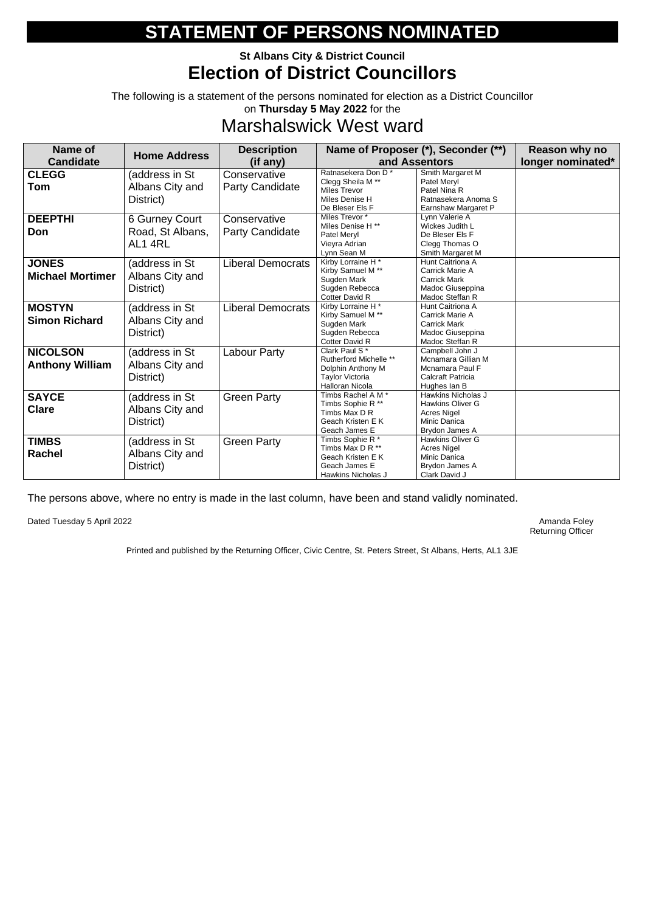# STATEMENT OF PERSONS NOMINATED

**St Albans City & District Council**

## Election of District Councillors

The following is a statement of the persons nominated for election as a District Councillor on **Thursday 5 May 2022** for the

## Marshalswick West ward

| Name of Candidate | Home Address | Description (if any) | Name of Proposer (*), Seconder (**) and Assentors | | Reason why no longer nominated* |
|---|---|---|---|---|---|
| **CLEGG** **Tom** | (address in St Albans City and District) | Conservative Party Candidate | Ratnasekera Don D * Clegg Sheila M ** Miles Trevor Miles Denise H De Bleser Els F | Smith Margaret M Patel Meryl Patel Nina R Ratnasekera Anoma S Earnshaw Margaret P | |
| **DEEPTHI** **Don** | 6 Gurney Court Road, St Albans, AL1 4RL | Conservative Party Candidate | Miles Trevor * Miles Denise H ** Patel Meryl Vieyra Adrian Lynn Sean M | Lynn Valerie A Wickes Judith L De Bleser Els F Clegg Thomas O Smith Margaret M | |
| **JONES** **Michael Mortimer** | (address in St Albans City and District) | Liberal Democrats | Kirby Lorraine H * Kirby Samuel M ** Sugden Mark Sugden Rebecca Cotter David R | Hunt Caitriona A Carrick Marie A Carrick Mark Madoc Giuseppina Madoc Steffan R | |
| **MOSTYN** **Simon Richard** | (address in St Albans City and District) | Liberal Democrats | Kirby Lorraine H * Kirby Samuel M ** Sugden Mark Sugden Rebecca Cotter David R | Hunt Caitriona A Carrick Marie A Carrick Mark Madoc Giuseppina Madoc Steffan R | |
| **NICOLSON** **Anthony William** | (address in St Albans City and District) | Labour Party | Clark Paul S * Rutherford Michelle ** Dolphin Anthony M Taylor Victoria Halloran Nicola | Campbell John J Mcnamara Gillian M Mcnamara Paul F Calcraft Patricia Hughes Ian B | |
| **SAYCE** **Clare** | (address in St Albans City and District) | Green Party | Timbs Rachel A M * Timbs Sophie R ** Timbs Max D R Geach Kristen E K Geach James E | Hawkins Nicholas J Hawkins Oliver G Acres Nigel Minic Danica Brydon James A | |
| **TIMBS** **Rachel** | (address in St Albans City and District) | Green Party | Timbs Sophie R * Timbs Max D R ** Geach Kristen E K Geach James E Hawkins Nicholas J | Hawkins Oliver G Acres Nigel Minic Danica Brydon James A Clark David J | |

The persons above, where no entry is made in the last column, have been and stand validly nominated.

Dated Tuesday 5 April 2022

Amanda Foley
Returning Officer

Printed and published by the Returning Officer, Civic Centre, St. Peters Street, St Albans, Herts, AL1 3JE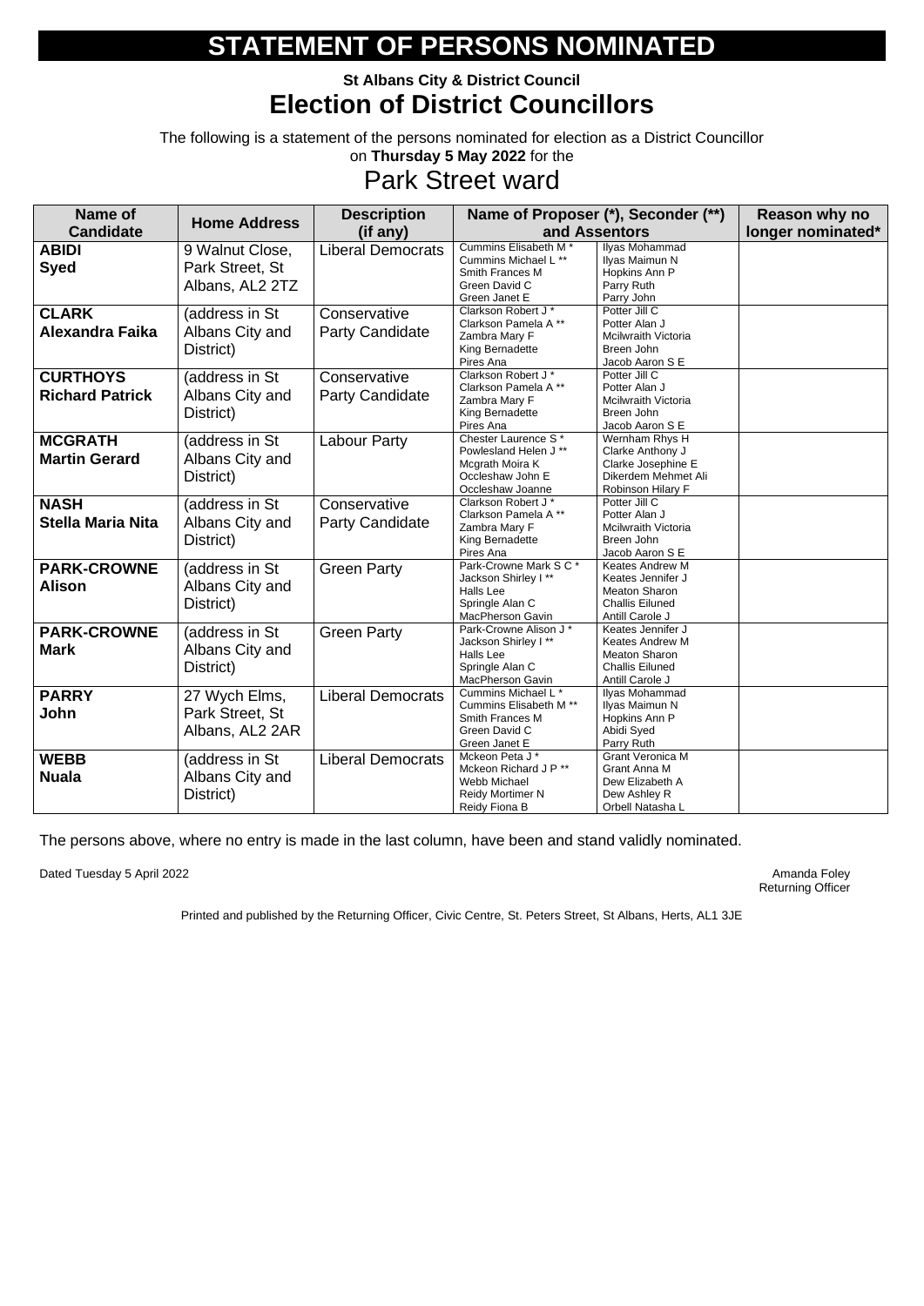# STATEMENT OF PERSONS NOMINATED

**St Albans City & District Council**

## Election of District Councillors

The following is a statement of the persons nominated for election as a District Councillor on **Thursday 5 May 2022** for the

## Park Street ward

| Name of Candidate | Home Address | Description (if any) | Name of Proposer (*), Seconder (**) and Assentors | | Reason why no longer nominated* |
|---|---|---|---|---|---|
| **ABIDI Syed** | 9 Walnut Close, Park Street, St Albans, AL2 2TZ | Liberal Democrats | Cummins Elisabeth M *<br>Cummins Michael L **<br>Smith Frances M<br>Green David C<br>Green Janet E | Ilyas Mohammad<br>Ilyas Maimun N<br>Hopkins Ann P<br>Parry Ruth<br>Parry John | |
| **CLARK Alexandra Faika** | (address in St Albans City and District) | Conservative Party Candidate | Clarkson Robert J *<br>Clarkson Pamela A **<br>Zambra Mary F<br>King Bernadette<br>Pires Ana | Potter Jill C<br>Potter Alan J<br>Mcilwraith Victoria<br>Breen John<br>Jacob Aaron S E | |
| **CURTHOYS Richard Patrick** | (address in St Albans City and District) | Conservative Party Candidate | Clarkson Robert J *<br>Clarkson Pamela A **<br>Zambra Mary F<br>King Bernadette<br>Pires Ana | Potter Jill C<br>Potter Alan J<br>Mcilwraith Victoria<br>Breen John<br>Jacob Aaron S E | |
| **MCGRATH Martin Gerard** | (address in St Albans City and District) | Labour Party | Chester Laurence S *<br>Powlesland Helen J **<br>Mcgrath Moira K<br>Occleshaw John E<br>Occleshaw Joanne | Wernham Rhys H<br>Clarke Anthony J<br>Clarke Josephine E<br>Dikerdem Mehmet Ali<br>Robinson Hilary F | |
| **NASH Stella Maria Nita** | (address in St Albans City and District) | Conservative Party Candidate | Clarkson Robert J *<br>Clarkson Pamela A **<br>Zambra Mary F<br>King Bernadette<br>Pires Ana | Potter Jill C<br>Potter Alan J<br>Mcilwraith Victoria<br>Breen John<br>Jacob Aaron S E | |
| **PARK-CROWNE Alison** | (address in St Albans City and District) | Green Party | Park-Crowne Mark S C *<br>Jackson Shirley I **<br>Halls Lee<br>Springle Alan C<br>MacPherson Gavin | Keates Andrew M<br>Keates Jennifer J<br>Meaton Sharon<br>Challis Eiluned<br>Antill Carole J | |
| **PARK-CROWNE Mark** | (address in St Albans City and District) | Green Party | Park-Crowne Alison J *<br>Jackson Shirley I **<br>Halls Lee<br>Springle Alan C<br>MacPherson Gavin | Keates Jennifer J<br>Keates Andrew M<br>Meaton Sharon<br>Challis Eiluned<br>Antill Carole J | |
| **PARRY John** | 27 Wych Elms, Park Street, St Albans, AL2 2AR | Liberal Democrats | Cummins Michael L *<br>Cummins Elisabeth M **<br>Smith Frances M<br>Green David C<br>Green Janet E | Ilyas Mohammad<br>Ilyas Maimun N<br>Hopkins Ann P<br>Abidi Syed<br>Parry Ruth | |
| **WEBB Nuala** | (address in St Albans City and District) | Liberal Democrats | Mckeon Peta J *<br>Mckeon Richard J P **<br>Webb Michael<br>Reidy Mortimer N<br>Reidy Fiona B | Grant Veronica M<br>Grant Anna M<br>Dew Elizabeth A<br>Dew Ashley R<br>Orbell Natasha L | |

The persons above, where no entry is made in the last column, have been and stand validly nominated.

Dated Tuesday 5 April 2022

Amanda Foley
Returning Officer

Printed and published by the Returning Officer, Civic Centre, St. Peters Street, St Albans, Herts, AL1 3JE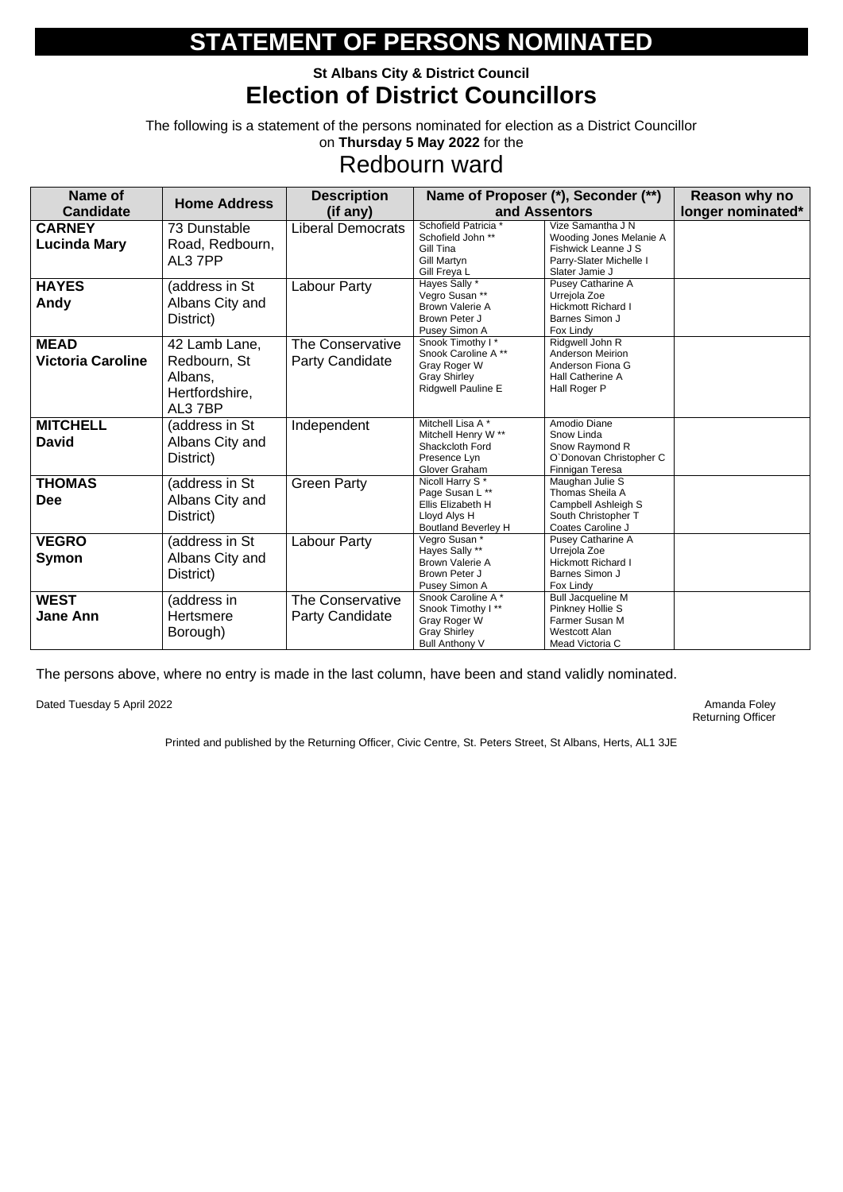# STATEMENT OF PERSONS NOMINATED

**St Albans City & District Council**

## Election of District Councillors

The following is a statement of the persons nominated for election as a District Councillor on **Thursday 5 May 2022** for the

## Redbourn ward

| Name of Candidate | Home Address | Description (if any) | Name of Proposer (*), Seconder (**) and Assentors | | Reason why no longer nominated* |
|---|---|---|---|---|---|
| **CARNEY Lucinda Mary** | 73 Dunstable Road, Redbourn, AL3 7PP | Liberal Democrats | Schofield Patricia * Schofield John ** Gill Tina Gill Martyn Gill Freya L | Vize Samantha J N Wooding Jones Melanie A Fishwick Leanne J S Parry-Slater Michelle I Slater Jamie J | |
| **HAYES Andy** | (address in St Albans City and District) | Labour Party | Hayes Sally * Vegro Susan ** Brown Valerie A Brown Peter J Pusey Simon A | Pusey Catharine A Urrejola Zoe Hickmott Richard I Barnes Simon J Fox Lindy | |
| **MEAD Victoria Caroline** | 42 Lamb Lane, Redbourn, St Albans, Hertfordshire, AL3 7BP | The Conservative Party Candidate | Snook Timothy I * Snook Caroline A ** Gray Roger W Gray Shirley Ridgwell Pauline E | Ridgwell John R Anderson Meirion Anderson Fiona G Hall Catherine A Hall Roger P | |
| **MITCHELL David** | (address in St Albans City and District) | Independent | Mitchell Lisa A * Mitchell Henry W ** Shackcloth Ford Presence Lyn Glover Graham | Amodio Diane Snow Linda Snow Raymond R O`Donovan Christopher C Finnigan Teresa | |
| **THOMAS Dee** | (address in St Albans City and District) | Green Party | Nicoll Harry S * Page Susan L ** Ellis Elizabeth H Lloyd Alys H Boutland Beverley H | Maughan Julie S Thomas Sheila A Campbell Ashleigh S South Christopher T Coates Caroline J | |
| **VEGRO Symon** | (address in St Albans City and District) | Labour Party | Vegro Susan * Hayes Sally ** Brown Valerie A Brown Peter J Pusey Simon A | Pusey Catharine A Urrejola Zoe Hickmott Richard I Barnes Simon J Fox Lindy | |
| **WEST Jane Ann** | (address in Hertsmere Borough) | The Conservative Party Candidate | Snook Caroline A * Snook Timothy I ** Gray Roger W Gray Shirley Bull Anthony V | Bull Jacqueline M Pinkney Hollie S Farmer Susan M Westcott Alan Mead Victoria C | |

The persons above, where no entry is made in the last column, have been and stand validly nominated.

Dated Tuesday 5 April 2022

Amanda Foley
Returning Officer

Printed and published by the Returning Officer, Civic Centre, St. Peters Street, St Albans, Herts, AL1 3JE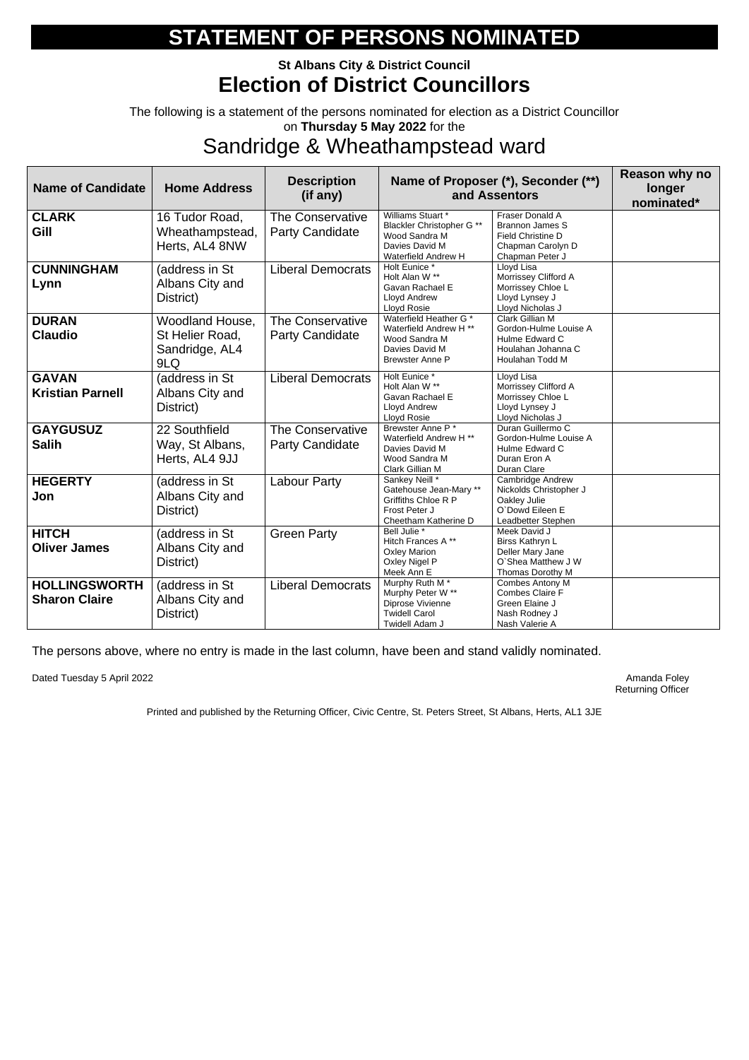# STATEMENT OF PERSONS NOMINATED

**St Albans City & District Council**

## Election of District Councillors

The following is a statement of the persons nominated for election as a District Councillor on **Thursday 5 May 2022** for the

## Sandridge & Wheathampstead ward

| Name of Candidate | Home Address | Description (if any) | Name of Proposer (*), Seconder (**) and Assentors | | Reason why no longer nominated* |
|---|---|---|---|---|---|
| **CLARK Gill** | 16 Tudor Road, Wheathampstead, Herts, AL4 8NW | The Conservative Party Candidate | Williams Stuart * <br> Blackler Christopher G ** <br> Wood Sandra M <br> Davies David M <br> Waterfield Andrew H | Fraser Donald A <br> Brannon James S <br> Field Christine D <br> Chapman Carolyn D <br> Chapman Peter J | |
| **CUNNINGHAM Lynn** | (address in St Albans City and District) | Liberal Democrats | Holt Eunice * <br> Holt Alan W ** <br> Gavan Rachael E <br> Lloyd Andrew <br> Lloyd Rosie | Lloyd Lisa <br> Morrissey Clifford A <br> Morrissey Chloe L <br> Lloyd Lynsey J <br> Lloyd Nicholas J | |
| **DURAN Claudio** | Woodland House, St Helier Road, Sandridge, AL4 9LQ | The Conservative Party Candidate | Waterfield Heather G * <br> Waterfield Andrew H ** <br> Wood Sandra M <br> Davies David M <br> Brewster Anne P | Clark Gillian M <br> Gordon-Hulme Louise A <br> Hulme Edward C <br> Houlahan Johanna C <br> Houlahan Todd M | |
| **GAVAN Kristian Parnell** | (address in St Albans City and District) | Liberal Democrats | Holt Eunice * <br> Holt Alan W ** <br> Gavan Rachael E <br> Lloyd Andrew <br> Lloyd Rosie | Lloyd Lisa <br> Morrissey Clifford A <br> Morrissey Chloe L <br> Lloyd Lynsey J <br> Lloyd Nicholas J | |
| **GAYGUSUZ Salih** | 22 Southfield Way, St Albans, Herts, AL4 9JJ | The Conservative Party Candidate | Brewster Anne P * <br> Waterfield Andrew H ** <br> Davies David M <br> Wood Sandra M <br> Clark Gillian M | Duran Guillermo C <br> Gordon-Hulme Louise A <br> Hulme Edward C <br> Duran Eron A <br> Duran Clare | |
| **HEGERTY Jon** | (address in St Albans City and District) | Labour Party | Sankey Neill * <br> Gatehouse Jean-Mary ** <br> Griffiths Chloe R P <br> Frost Peter J <br> Cheetham Katherine D | Cambridge Andrew <br> Nickolds Christopher J <br> Oakley Julie <br> O`Dowd Eileen E <br> Leadbetter Stephen | |
| **HITCH Oliver James** | (address in St Albans City and District) | Green Party | Bell Julie * <br> Hitch Frances A ** <br> Oxley Marion <br> Oxley Nigel P <br> Meek Ann E | Meek David J <br> Birss Kathryn L <br> Deller Mary Jane <br> O`Shea Matthew J W <br> Thomas Dorothy M | |
| **HOLLINGSWORTH Sharon Claire** | (address in St Albans City and District) | Liberal Democrats | Murphy Ruth M * <br> Murphy Peter W ** <br> Diprose Vivienne <br> Twidell Carol <br> Twidell Adam J | Combes Antony M <br> Combes Claire F <br> Green Elaine J <br> Nash Rodney J <br> Nash Valerie A | |

The persons above, where no entry is made in the last column, have been and stand validly nominated.

Dated Tuesday 5 April 2022

Amanda Foley
Returning Officer

Printed and published by the Returning Officer, Civic Centre, St. Peters Street, St Albans, Herts, AL1 3JE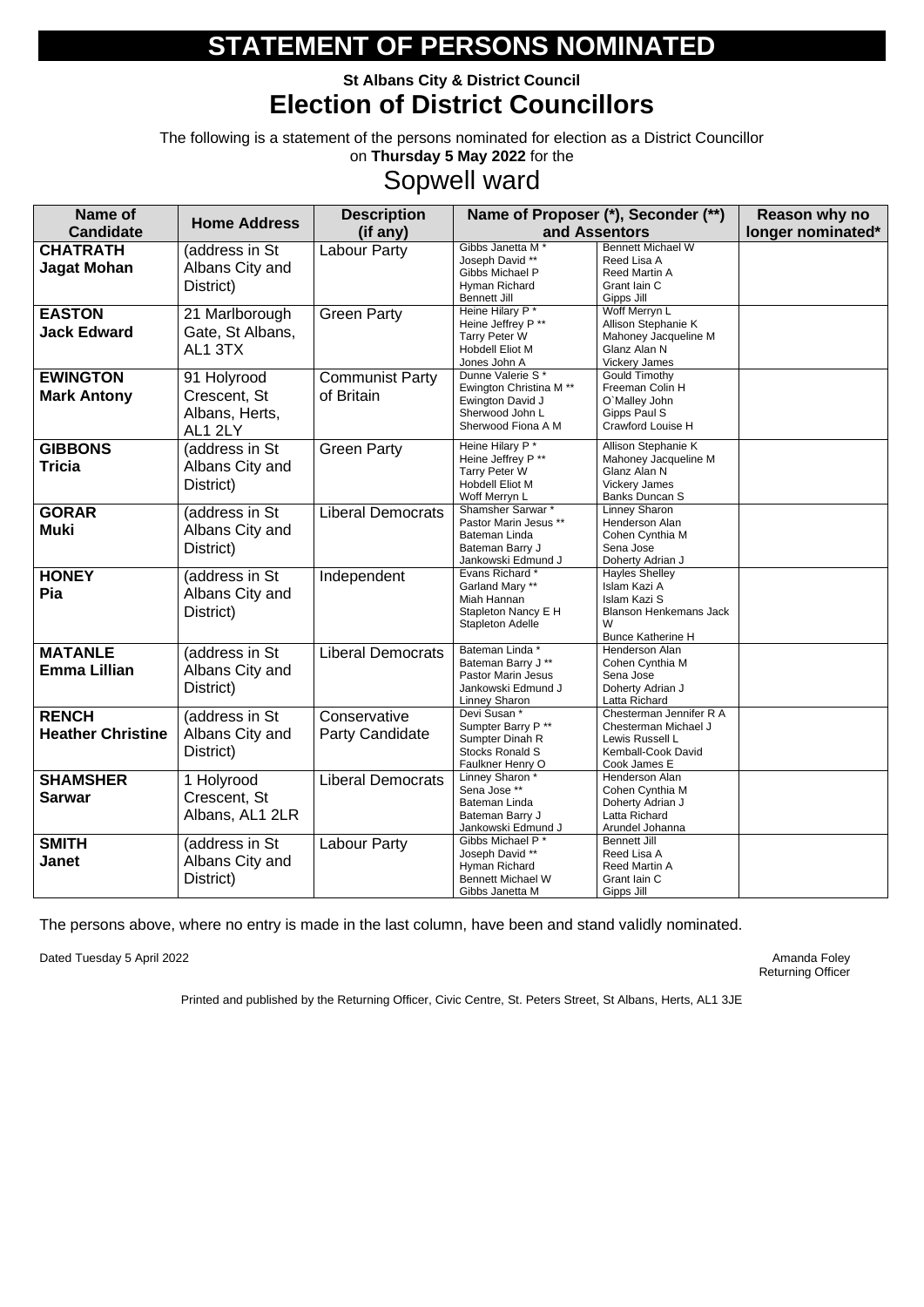# STATEMENT OF PERSONS NOMINATED

**St Albans City & District Council**

## Election of District Councillors

The following is a statement of the persons nominated for election as a District Councillor on **Thursday 5 May 2022** for the

## Sopwell ward

| Name of Candidate | Home Address | Description (if any) | Name of Proposer (*), Seconder (**) and Assentors | | Reason why no longer nominated* |
|---|---|---|---|---|---|
| **CHATRATH Jagat Mohan** | (address in St Albans City and District) | Labour Party | Gibbs Janetta M * Joseph David ** Gibbs Michael P Hyman Richard Bennett Jill | Bennett Michael W Reed Lisa A Reed Martin A Grant Iain C Gipps Jill | |
| **EASTON Jack Edward** | 21 Marlborough Gate, St Albans, AL1 3TX | Green Party | Heine Hilary P * Heine Jeffrey P ** Tarry Peter W Hobdell Eliot M Jones John A | Woff Merryn L Allison Stephanie K Mahoney Jacqueline M Glanz Alan N Vickery James | |
| **EWINGTON Mark Antony** | 91 Holyrood Crescent, St Albans, Herts, AL1 2LY | Communist Party of Britain | Dunne Valerie S * Ewington Christina M ** Ewington David J Sherwood John L Sherwood Fiona A M | Gould Timothy Freeman Colin H O`Malley John Gipps Paul S Crawford Louise H | |
| **GIBBONS Tricia** | (address in St Albans City and District) | Green Party | Heine Hilary P * Heine Jeffrey P ** Tarry Peter W Hobdell Eliot M Woff Merryn L | Allison Stephanie K Mahoney Jacqueline M Glanz Alan N Vickery James Banks Duncan S | |
| **GORAR Muki** | (address in St Albans City and District) | Liberal Democrats | Shamsher Sarwar * Pastor Marin Jesus ** Bateman Linda Bateman Barry J Jankowski Edmund J | Linney Sharon Henderson Alan Cohen Cynthia M Sena Jose Doherty Adrian J | |
| **HONEY Pia** | (address in St Albans City and District) | Independent | Evans Richard * Garland Mary ** Miah Hannan Stapleton Nancy E H Stapleton Adelle | Hayles Shelley Islam Kazi A Islam Kazi S Blanson Henkemans Jack W Bunce Katherine H | |
| **MATANLE Emma Lillian** | (address in St Albans City and District) | Liberal Democrats | Bateman Linda * Bateman Barry J ** Pastor Marin Jesus Jankowski Edmund J Linney Sharon | Henderson Alan Cohen Cynthia M Sena Jose Doherty Adrian J Latta Richard | |
| **RENCH Heather Christine** | (address in St Albans City and District) | Conservative Party Candidate | Devi Susan * Sumpter Barry P ** Sumpter Dinah R Stocks Ronald S Faulkner Henry O | Chesterman Jennifer R A Chesterman Michael J Lewis Russell L Kemball-Cook David Cook James E | |
| **SHAMSHER Sarwar** | 1 Holyrood Crescent, St Albans, AL1 2LR | Liberal Democrats | Linney Sharon * Sena Jose ** Bateman Linda Bateman Barry J Jankowski Edmund J | Henderson Alan Cohen Cynthia M Doherty Adrian J Latta Richard Arundel Johanna | |
| **SMITH Janet** | (address in St Albans City and District) | Labour Party | Gibbs Michael P * Joseph David ** Hyman Richard Bennett Michael W Gibbs Janetta M | Bennett Jill Reed Lisa A Reed Martin A Grant Iain C Gipps Jill | |

The persons above, where no entry is made in the last column, have been and stand validly nominated.

Dated Tuesday 5 April 2022

Amanda Foley
Returning Officer

Printed and published by the Returning Officer, Civic Centre, St. Peters Street, St Albans, Herts, AL1 3JE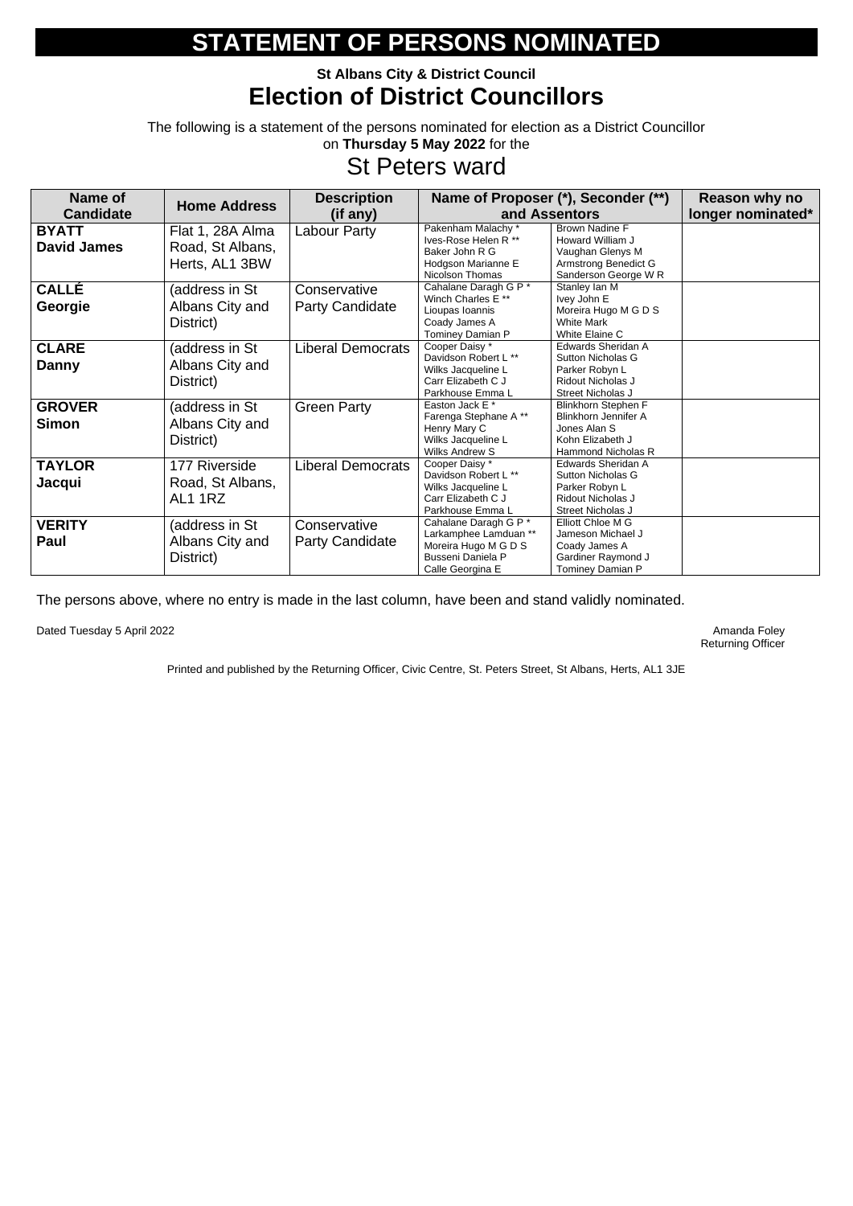# STATEMENT OF PERSONS NOMINATED

**St Albans City & District Council**

## Election of District Councillors

The following is a statement of the persons nominated for election as a District Councillor on **Thursday 5 May 2022** for the

### St Peters ward

| Name of Candidate | Home Address | Description (if any) | Name of Proposer (*), Seconder (**) and Assentors | | Reason why no longer nominated* |
|---|---|---|---|---|---|
| **BYATT David James** | Flat 1, 28A Alma Road, St Albans, Herts, AL1 3BW | Labour Party | Pakenham Malachy *<br>Ives-Rose Helen R **<br>Baker John R G<br>Hodgson Marianne E<br>Nicolson Thomas | Brown Nadine F<br>Howard William J<br>Vaughan Glenys M<br>Armstrong Benedict G<br>Sanderson George W R | |
| **CALLÉ Georgie** | (address in St Albans City and District) | Conservative Party Candidate | Cahalane Daragh G P *<br>Winch Charles E **<br>Lioupas Ioannis<br>Coady James A<br>Tominey Damian P | Stanley Ian M<br>Ivey John E<br>Moreira Hugo M G D S<br>White Mark<br>White Elaine C | |
| **CLARE Danny** | (address in St Albans City and District) | Liberal Democrats | Cooper Daisy *<br>Davidson Robert L **<br>Wilks Jacqueline L<br>Carr Elizabeth C J<br>Parkhouse Emma L | Edwards Sheridan A<br>Sutton Nicholas G<br>Parker Robyn L<br>Ridout Nicholas J<br>Street Nicholas J | |
| **GROVER Simon** | (address in St Albans City and District) | Green Party | Easton Jack E *<br>Farenga Stephane A **<br>Henry Mary C<br>Wilks Jacqueline L<br>Wilks Andrew S | Blinkhorn Stephen F<br>Blinkhorn Jennifer A<br>Jones Alan S<br>Kohn Elizabeth J<br>Hammond Nicholas R | |
| **TAYLOR Jacqui** | 177 Riverside Road, St Albans, AL1 1RZ | Liberal Democrats | Cooper Daisy *<br>Davidson Robert L **<br>Wilks Jacqueline L<br>Carr Elizabeth C J<br>Parkhouse Emma L | Edwards Sheridan A<br>Sutton Nicholas G<br>Parker Robyn L<br>Ridout Nicholas J<br>Street Nicholas J | |
| **VERITY Paul** | (address in St Albans City and District) | Conservative Party Candidate | Cahalane Daragh G P *<br>Larkamphee Lamduan **<br>Moreira Hugo M G D S<br>Busseni Daniela P<br>Calle Georgina E | Elliott Chloe M G<br>Jameson Michael J<br>Coady James A<br>Gardiner Raymond J<br>Tominey Damian P | |

The persons above, where no entry is made in the last column, have been and stand validly nominated.

Dated Tuesday 5 April 2022

Amanda Foley
Returning Officer

Printed and published by the Returning Officer, Civic Centre, St. Peters Street, St Albans, Herts, AL1 3JE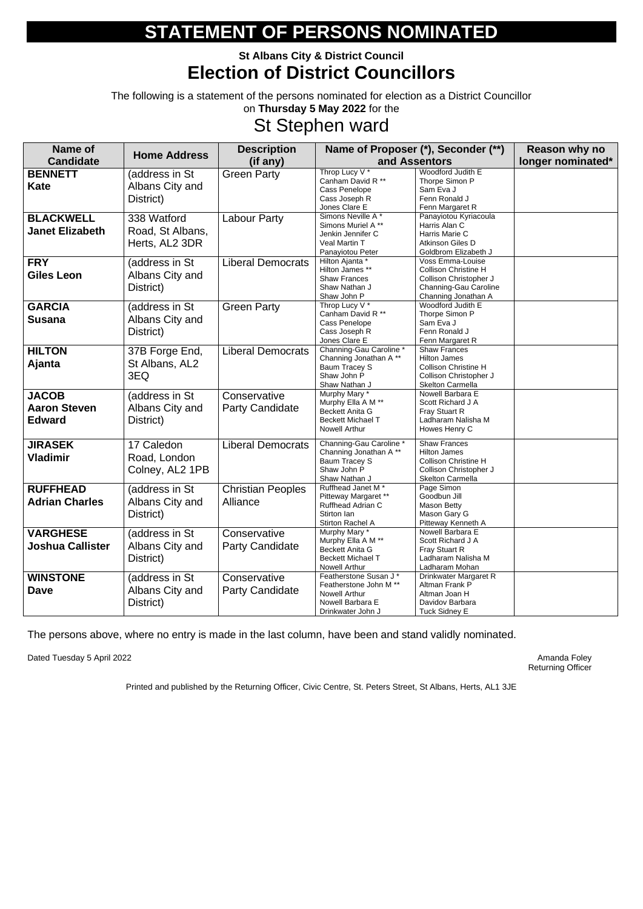# STATEMENT OF PERSONS NOMINATED

**St Albans City & District Council**

## Election of District Councillors

The following is a statement of the persons nominated for election as a District Councillor on **Thursday 5 May 2022** for the

## St Stephen ward

| Name of Candidate | Home Address | Description (if any) | Name of Proposer (*), Seconder (**) and Assentors | | Reason why no longer nominated* |
|---|---|---|---|---|---|
| **BENNETT Kate** | (address in St Albans City and District) | Green Party | Throp Lucy V *<br>Canham David R **<br>Cass Penelope<br>Cass Joseph R<br>Jones Clare E | Woodford Judith E<br>Thorpe Simon P<br>Sam Eva J<br>Fenn Ronald J<br>Fenn Margaret R | |
| **BLACKWELL Janet Elizabeth** | 338 Watford Road, St Albans, Herts, AL2 3DR | Labour Party | Simons Neville A *<br>Simons Muriel A **<br>Jenkin Jennifer C<br>Veal Martin T<br>Panayiotou Peter | Panayiotou Kyriacoula<br>Harris Alan C<br>Harris Marie C<br>Atkinson Giles D<br>Goldbrom Elizabeth J | |
| **FRY Giles Leon** | (address in St Albans City and District) | Liberal Democrats | Hilton Ajanta *<br>Hilton James **<br>Shaw Frances<br>Shaw Nathan J<br>Shaw John P | Voss Emma-Louise<br>Collison Christine H<br>Collison Christopher J<br>Channing-Gau Caroline<br>Channing Jonathan A | |
| **GARCIA Susana** | (address in St Albans City and District) | Green Party | Throp Lucy V *<br>Canham David R **<br>Cass Penelope<br>Cass Joseph R<br>Jones Clare E | Woodford Judith E<br>Thorpe Simon P<br>Sam Eva J<br>Fenn Ronald J<br>Fenn Margaret R | |
| **HILTON Ajanta** | 37B Forge End, St Albans, AL2 3EQ | Liberal Democrats | Channing-Gau Caroline *<br>Channing Jonathan A **<br>Baum Tracey S<br>Shaw John P<br>Shaw Nathan J | Shaw Frances<br>Hilton James<br>Collison Christine H<br>Collison Christopher J<br>Skelton Carmella | |
| **JACOB Aaron Steven Edward** | (address in St Albans City and District) | Conservative Party Candidate | Murphy Mary *<br>Murphy Ella A M **<br>Beckett Anita G<br>Beckett Michael T<br>Nowell Arthur | Nowell Barbara E<br>Scott Richard J A<br>Fray Stuart R<br>Ladharam Nalisha M<br>Howes Henry C | |
| **JIRASEK Vladimir** | 17 Caledon Road, London Colney, AL2 1PB | Liberal Democrats | Channing-Gau Caroline *<br>Channing Jonathan A **<br>Baum Tracey S<br>Shaw John P<br>Shaw Nathan J | Shaw Frances<br>Hilton James<br>Collison Christine H<br>Collison Christopher J<br>Skelton Carmella | |
| **RUFFHEAD Adrian Charles** | (address in St Albans City and District) | Christian Peoples Alliance | Ruffhead Janet M *<br>Pitteway Margaret **<br>Ruffhead Adrian C<br>Stirton Ian<br>Stirton Rachel A | Page Simon<br>Goodbun Jill<br>Mason Betty<br>Mason Gary G<br>Pitteway Kenneth A | |
| **VARGHESE Joshua Callister** | (address in St Albans City and District) | Conservative Party Candidate | Murphy Mary *<br>Murphy Ella A M **<br>Beckett Anita G<br>Beckett Michael T<br>Nowell Arthur | Nowell Barbara E<br>Scott Richard J A<br>Fray Stuart R<br>Ladharam Nalisha M<br>Ladharam Mohan | |
| **WINSTONE Dave** | (address in St Albans City and District) | Conservative Party Candidate | Featherstone Susan J *<br>Featherstone John M **<br>Nowell Arthur<br>Nowell Barbara E<br>Drinkwater John J | Drinkwater Margaret R<br>Altman Frank P<br>Altman Joan H<br>Davidov Barbara<br>Tuck Sidney E | |

The persons above, where no entry is made in the last column, have been and stand validly nominated.

Dated Tuesday 5 April 2022

Amanda Foley
Returning Officer

Printed and published by the Returning Officer, Civic Centre, St. Peters Street, St Albans, Herts, AL1 3JE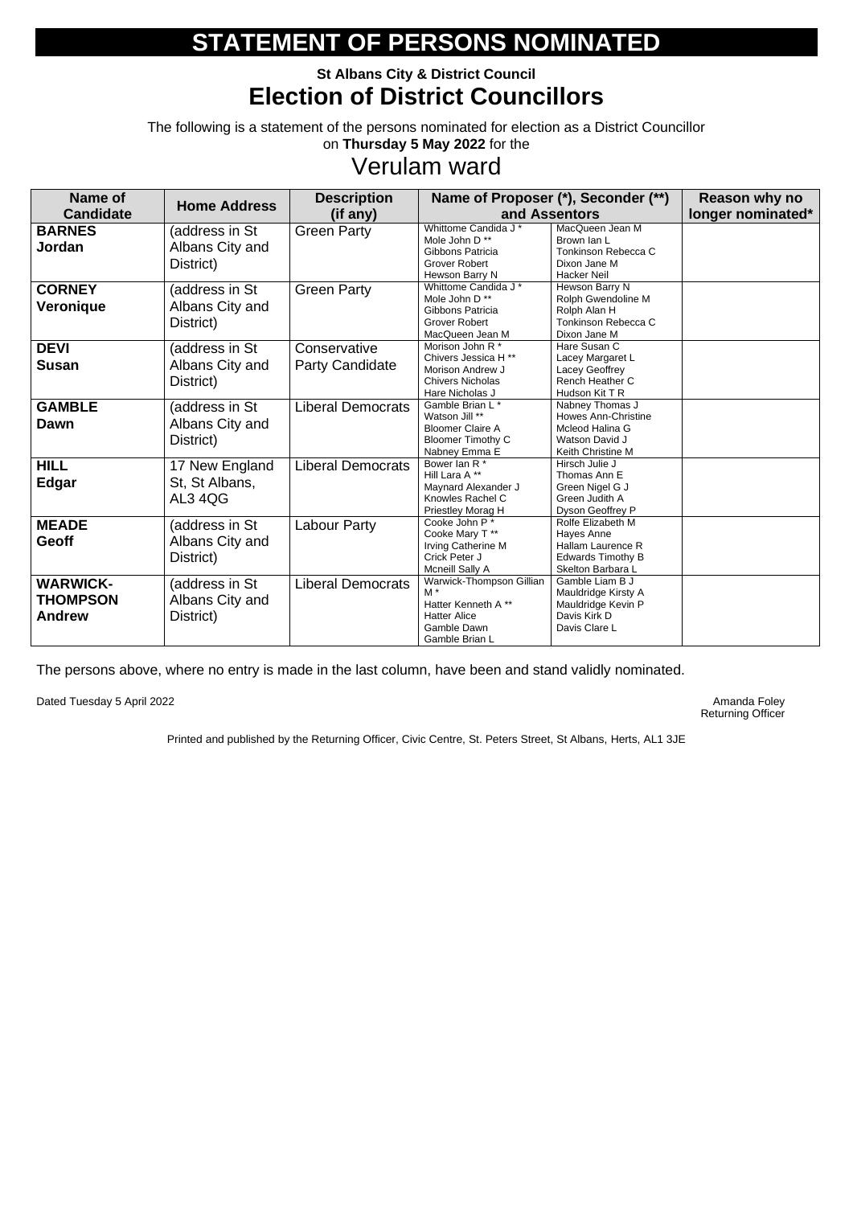# STATEMENT OF PERSONS NOMINATED

**St Albans City & District Council**

## Election of District Councillors

The following is a statement of the persons nominated for election as a District Councillor on **Thursday 5 May 2022** for the

## Verulam ward

| Name of Candidate | Home Address | Description (if any) | Name of Proposer (*), Seconder (**) and Assentors | | Reason why no longer nominated* |
|---|---|---|---|---|---|
| **BARNES Jordan** | (address in St Albans City and District) | Green Party | Whittome Candida J *<br>Mole John D **<br>Gibbons Patricia<br>Grover Robert<br>Hewson Barry N | MacQueen Jean M<br>Brown Ian L<br>Tonkinson Rebecca C<br>Dixon Jane M<br>Hacker Neil | |
| **CORNEY Veronique** | (address in St Albans City and District) | Green Party | Whittome Candida J *<br>Mole John D **<br>Gibbons Patricia<br>Grover Robert<br>MacQueen Jean M | Hewson Barry N<br>Rolph Gwendoline M<br>Rolph Alan H<br>Tonkinson Rebecca C<br>Dixon Jane M | |
| **DEVI Susan** | (address in St Albans City and District) | Conservative Party Candidate | Morison John R *<br>Chivers Jessica H **<br>Morison Andrew J<br>Chivers Nicholas<br>Hare Nicholas J | Hare Susan C<br>Lacey Margaret L<br>Lacey Geoffrey<br>Rench Heather C<br>Hudson Kit T R | |
| **GAMBLE Dawn** | (address in St Albans City and District) | Liberal Democrats | Gamble Brian L *<br>Watson Jill **<br>Bloomer Claire A<br>Bloomer Timothy C<br>Nabney Emma E | Nabney Thomas J<br>Howes Ann-Christine<br>Mcleod Halina G<br>Watson David J<br>Keith Christine M | |
| **HILL Edgar** | 17 New England St, St Albans, AL3 4QG | Liberal Democrats | Bower Ian R *<br>Hill Lara A **<br>Maynard Alexander J<br>Knowles Rachel C<br>Priestley Morag H | Hirsch Julie J<br>Thomas Ann E<br>Green Nigel G J<br>Green Judith A<br>Dyson Geoffrey P | |
| **MEADE Geoff** | (address in St Albans City and District) | Labour Party | Cooke John P *<br>Cooke Mary T **<br>Irving Catherine M<br>Crick Peter J<br>Mcneill Sally A | Rolfe Elizabeth M<br>Hayes Anne<br>Hallam Laurence R<br>Edwards Timothy B<br>Skelton Barbara L | |
| **WARWICK-THOMPSON Andrew** | (address in St Albans City and District) | Liberal Democrats | Warwick-Thompson Gillian M *<br>Hatter Kenneth A **<br>Hatter Alice<br>Gamble Dawn<br>Gamble Brian L | Gamble Liam B J<br>Mauldridge Kirsty A<br>Mauldridge Kevin P<br>Davis Kirk D<br>Davis Clare L | |

The persons above, where no entry is made in the last column, have been and stand validly nominated.

Dated Tuesday 5 April 2022

Amanda Foley
Returning Officer

Printed and published by the Returning Officer, Civic Centre, St. Peters Street, St Albans, Herts, AL1 3JE